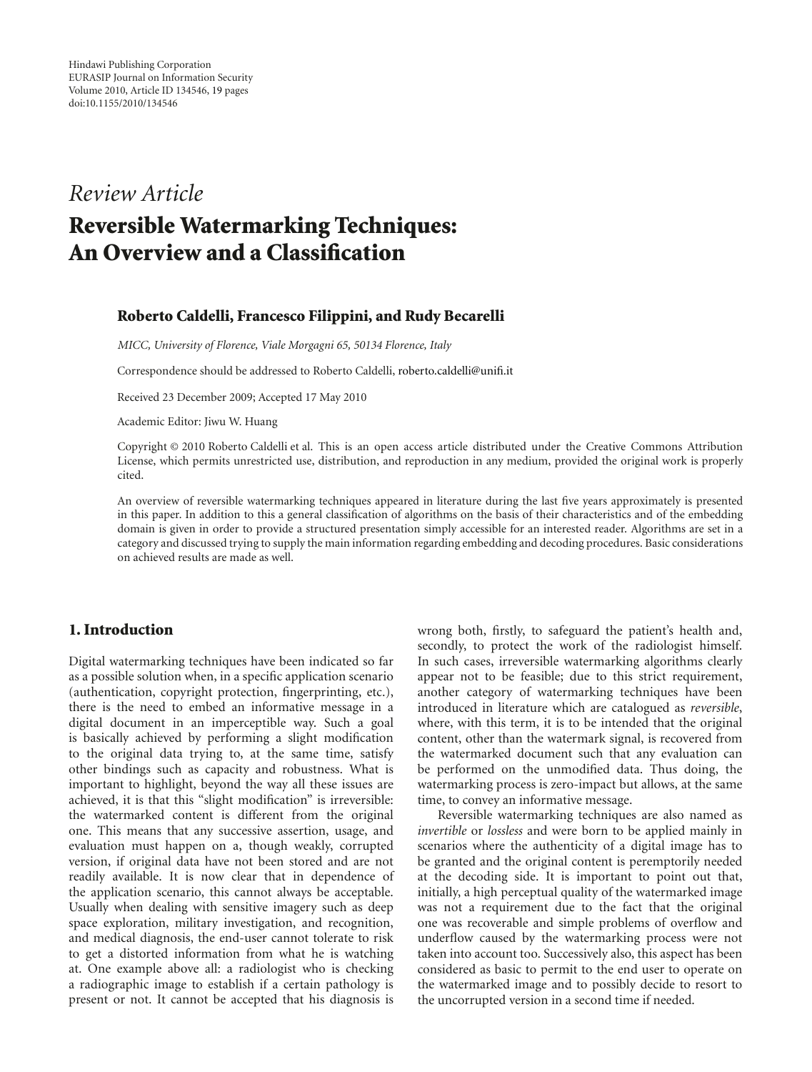Hindawi Publishing Corporation
EURASIP Journal on Information Security
Volume 2010, Article ID 134546, 19 pages
doi:10.1155/2010/134546

*Review Article*

# Reversible Watermarking Techniques: An Overview and a Classification

**Roberto Caldelli, Francesco Filippini, and Rudy Becarelli**

*MICC, University of Florence, Viale Morgagni 65, 50134 Florence, Italy*

Correspondence should be addressed to Roberto Caldelli, roberto.caldelli@unifi.it

Received 23 December 2009; Accepted 17 May 2010

Academic Editor: Jiwu W. Huang

Copyright © 2010 Roberto Caldelli et al. This is an open access article distributed under the Creative Commons Attribution License, which permits unrestricted use, distribution, and reproduction in any medium, provided the original work is properly cited.

An overview of reversible watermarking techniques appeared in literature during the last five years approximately is presented in this paper. In addition to this a general classification of algorithms on the basis of their characteristics and of the embedding domain is given in order to provide a structured presentation simply accessible for an interested reader. Algorithms are set in a category and discussed trying to supply the main information regarding embedding and decoding procedures. Basic considerations on achieved results are made as well.

## 1. Introduction

Digital watermarking techniques have been indicated so far as a possible solution when, in a specific application scenario (authentication, copyright protection, fingerprinting, etc.), there is the need to embed an informative message in a digital document in an imperceptible way. Such a goal is basically achieved by performing a slight modification to the original data trying to, at the same time, satisfy other bindings such as capacity and robustness. What is important to highlight, beyond the way all these issues are achieved, it is that this "slight modification" is irreversible: the watermarked content is different from the original one. This means that any successive assertion, usage, and evaluation must happen on a, though weakly, corrupted version, if original data have not been stored and are not readily available. It is now clear that in dependence of the application scenario, this cannot always be acceptable. Usually when dealing with sensitive imagery such as deep space exploration, military investigation, and recognition, and medical diagnosis, the end-user cannot tolerate to risk to get a distorted information from what he is watching at. One example above all: a radiologist who is checking a radiographic image to establish if a certain pathology is present or not. It cannot be accepted that his diagnosis is wrong both, firstly, to safeguard the patient's health and, secondly, to protect the work of the radiologist himself. In such cases, irreversible watermarking algorithms clearly appear not to be feasible; due to this strict requirement, another category of watermarking techniques have been introduced in literature which are catalogued as *reversible*, where, with this term, it is to be intended that the original content, other than the watermark signal, is recovered from the watermarked document such that any evaluation can be performed on the unmodified data. Thus doing, the watermarking process is zero-impact but allows, at the same time, to convey an informative message.

Reversible watermarking techniques are also named as *invertible* or *lossless* and were born to be applied mainly in scenarios where the authenticity of a digital image has to be granted and the original content is peremptorily needed at the decoding side. It is important to point out that, initially, a high perceptual quality of the watermarked image was not a requirement due to the fact that the original one was recoverable and simple problems of overflow and underflow caused by the watermarking process were not taken into account too. Successively also, this aspect has been considered as basic to permit to the end user to operate on the watermarked image and to possibly decide to resort to the uncorrupted version in a second time if needed.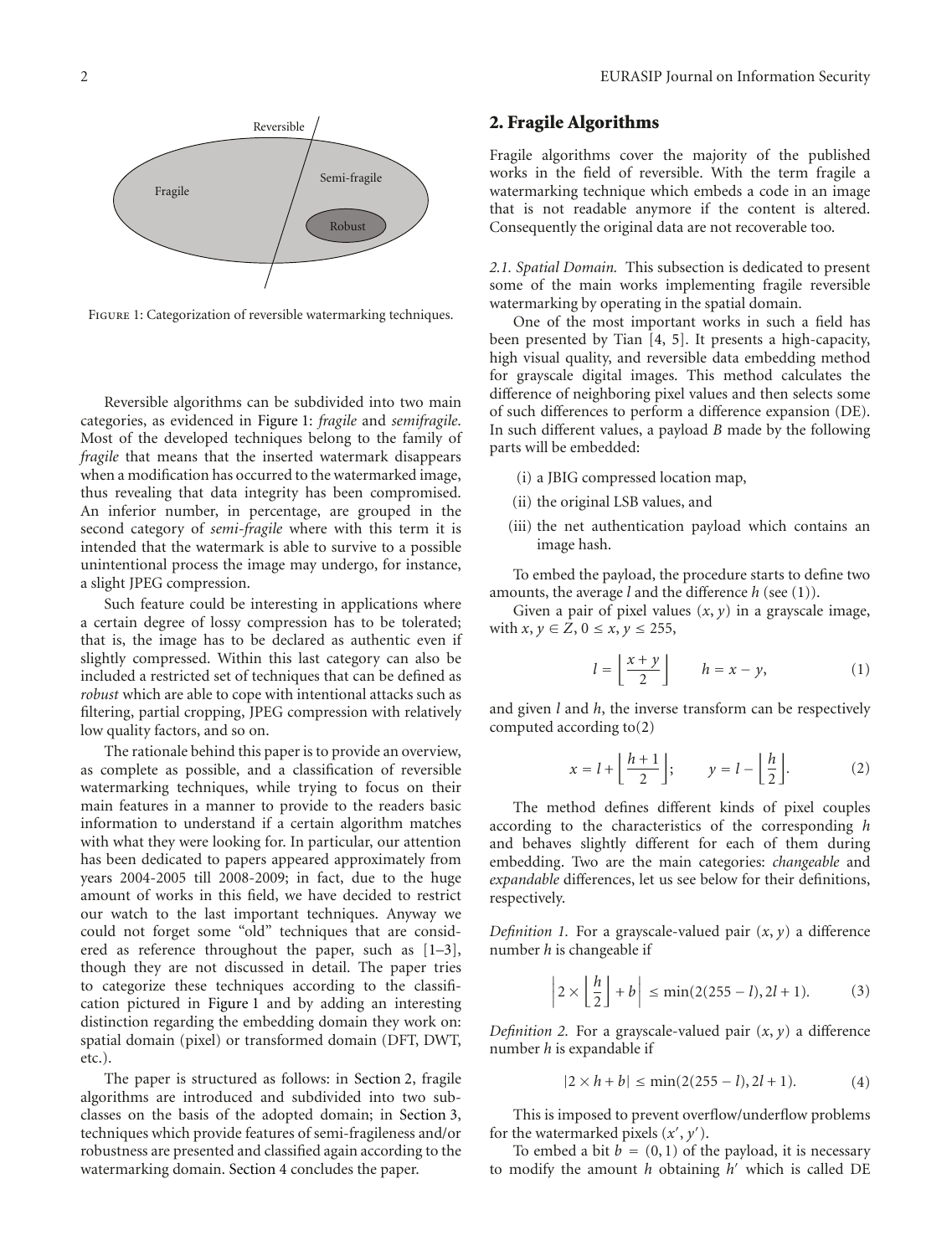Reversible

Fragile

Semi-fragile

Robust

Figure 1: Categorization of reversible watermarking techniques.

Reversible algorithms can be subdivided into two main categories, as evidenced in Figure 1: *fragile* and *semifragile*. Most of the developed techniques belong to the family of *fragile* that means that the inserted watermark disappears when a modification has occurred to the watermarked image, thus revealing that data integrity has been compromised. An inferior number, in percentage, are grouped in the second category of *semi-fragile* where with this term it is intended that the watermark is able to survive to a possible unintentional process the image may undergo, for instance, a slight JPEG compression.

Such feature could be interesting in applications where a certain degree of lossy compression has to be tolerated; that is, the image has to be declared as authentic even if slightly compressed. Within this last category can also be included a restricted set of techniques that can be defined as *robust* which are able to cope with intentional attacks such as filtering, partial cropping, JPEG compression with relatively low quality factors, and so on.

The rationale behind this paper is to provide an overview, as complete as possible, and a classification of reversible watermarking techniques, while trying to focus on their main features in a manner to provide to the readers basic information to understand if a certain algorithm matches with what they were looking for. In particular, our attention has been dedicated to papers appeared approximately from years 2004-2005 till 2008-2009; in fact, due to the huge amount of works in this field, we have decided to restrict our watch to the last important techniques. Anyway we could not forget some "old" techniques that are considered as reference throughout the paper, such as [1–3], though they are not discussed in detail. The paper tries to categorize these techniques according to the classification pictured in Figure 1 and by adding an interesting distinction regarding the embedding domain they work on: spatial domain (pixel) or transformed domain (DFT, DWT, etc.).

The paper is structured as follows: in Section 2, fragile algorithms are introduced and subdivided into two subclasses on the basis of the adopted domain; in Section 3, techniques which provide features of semi-fragileness and/or robustness are presented and classified again according to the watermarking domain. Section 4 concludes the paper.

## 2. Fragile Algorithms

Fragile algorithms cover the majority of the published works in the field of reversible. With the term fragile a watermarking technique which embeds a code in an image that is not readable anymore if the content is altered. Consequently the original data are not recoverable too.

*2.1. Spatial Domain.* This subsection is dedicated to present some of the main works implementing fragile reversible watermarking by operating in the spatial domain.

One of the most important works in such a field has been presented by Tian [4, 5]. It presents a high-capacity, high visual quality, and reversible data embedding method for grayscale digital images. This method calculates the difference of neighboring pixel values and then selects some of such differences to perform a difference expansion (DE). In such different values, a payload $B$ made by the following parts will be embedded:

(i) a JBIG compressed location map,

(ii) the original LSB values, and

(iii) the net authentication payload which contains an image hash.

To embed the payload, the procedure starts to define two amounts, the average $l$ and the difference $h$ (see (1)).

Given a pair of pixel values $(x, y)$ in a grayscale image, with $x, y \in Z$, $0 \leq x, y \leq 255$,

$$l = \left\lfloor \frac{x+y}{2} \right\rfloor \qquad h = x - y, \tag{1}$$

and given $l$ and $h$, the inverse transform can be respectively computed according to(2)

$$x = l + \left\lfloor \frac{h+1}{2} \right\rfloor; \qquad y = l - \left\lfloor \frac{h}{2} \right\rfloor. \tag{2}$$

The method defines different kinds of pixel couples according to the characteristics of the corresponding $h$ and behaves slightly different for each of them during embedding. Two are the main categories: *changeable* and *expandable* differences, let us see below for their definitions, respectively.

*Definition 1.* For a grayscale-valued pair $(x, y)$ a difference number $h$ is changeable if

$$\left| 2 \times \left\lfloor \frac{h}{2} \right\rfloor + b \right| \leq \min(2(255 - l), 2l + 1). \tag{3}$$

*Definition 2.* For a grayscale-valued pair $(x, y)$ a difference number $h$ is expandable if

$$|2 \times h + b| \leq \min(2(255 - l), 2l + 1). \tag{4}$$

This is imposed to prevent overflow/underflow problems for the watermarked pixels $(x', y')$.

To embed a bit $b = (0, 1)$ of the payload, it is necessary to modify the amount $h$ obtaining $h'$ which is called DE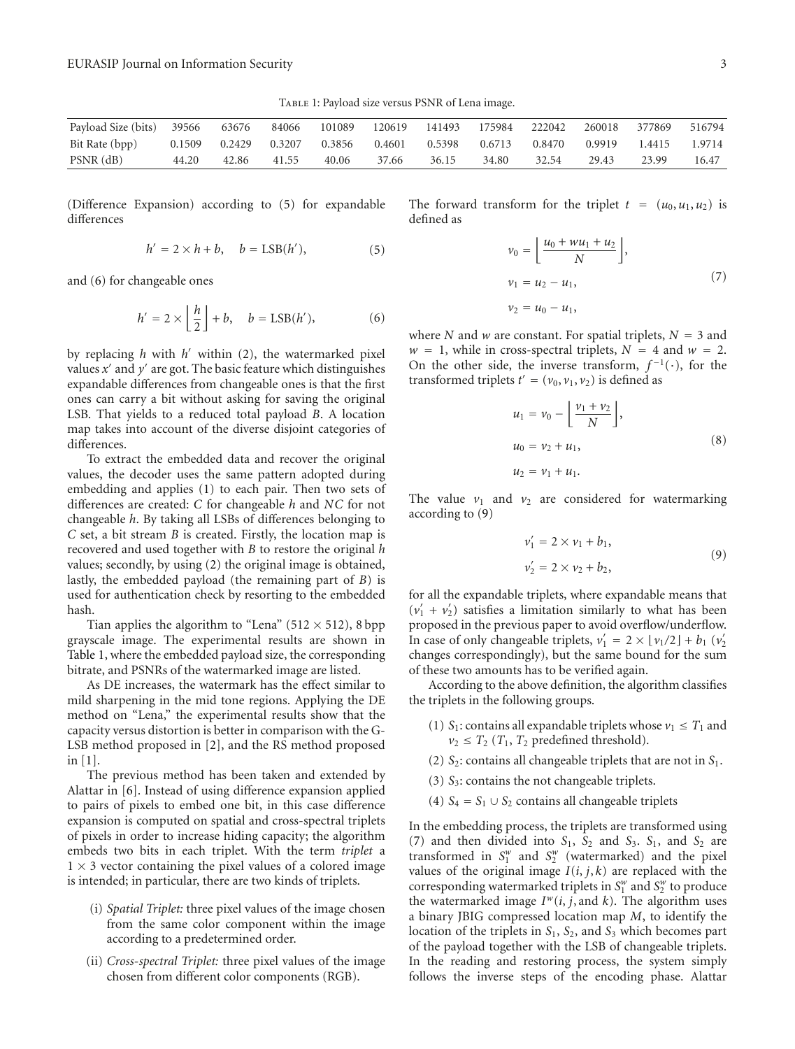Table 1: Payload size versus PSNR of Lena image.

| Payload Size (bits) | 39566 | 63676 | 84066 | 101089 | 120619 | 141493 | 175984 | 222042 | 260018 | 377869 | 516794 |
|---|---|---|---|---|---|---|---|---|---|---|---|
| Bit Rate (bpp) | 0.1509 | 0.2429 | 0.3207 | 0.3856 | 0.4601 | 0.5398 | 0.6713 | 0.8470 | 0.9919 | 1.4415 | 1.9714 |
| PSNR (dB) | 44.20 | 42.86 | 41.55 | 40.06 | 37.66 | 36.15 | 34.80 | 32.54 | 29.43 | 23.99 | 16.47 |

(Difference Expansion) according to (5) for expandable differences

$$h' = 2 \times h + b, \quad b = \text{LSB}(h'), \tag{5}$$

and (6) for changeable ones

$$h' = 2 \times \left\lfloor \frac{h}{2} \right\rfloor + b, \quad b = \text{LSB}(h'), \tag{6}$$

by replacing $h$ with $h'$ within (2), the watermarked pixel values $x'$ and $y'$ are got. The basic feature which distinguishes expandable differences from changeable ones is that the first ones can carry a bit without asking for saving the original LSB. That yields to a reduced total payload $B$. A location map takes into account of the diverse disjoint categories of differences.

To extract the embedded data and recover the original values, the decoder uses the same pattern adopted during embedding and applies (1) to each pair. Then two sets of differences are created: $C$ for changeable $h$ and $NC$ for not changeable $h$. By taking all LSBs of differences belonging to $C$ set, a bit stream $B$ is created. Firstly, the location map is recovered and used together with $B$ to restore the original $h$ values; secondly, by using (2) the original image is obtained, lastly, the embedded payload (the remaining part of $B$) is used for authentication check by resorting to the embedded hash.

Tian applies the algorithm to "Lena" ($512 \times 512$), 8 bpp grayscale image. The experimental results are shown in Table 1, where the embedded payload size, the corresponding bitrate, and PSNRs of the watermarked image are listed.

As DE increases, the watermark has the effect similar to mild sharpening in the mid tone regions. Applying the DE method on "Lena," the experimental results show that the capacity versus distortion is better in comparison with the G-LSB method proposed in [2], and the RS method proposed in [1].

The previous method has been taken and extended by Alattar in [6]. Instead of using difference expansion applied to pairs of pixels to embed one bit, in this case difference expansion is computed on spatial and cross-spectral triplets of pixels in order to increase hiding capacity; the algorithm embeds two bits in each triplet. With the term *triplet* a $1 \times 3$ vector containing the pixel values of a colored image is intended; in particular, there are two kinds of triplets.

(i) *Spatial Triplet:* three pixel values of the image chosen from the same color component within the image according to a predetermined order.

(ii) *Cross-spectral Triplet:* three pixel values of the image chosen from different color components (RGB).

The forward transform for the triplet $t = (u_0, u_1, u_2)$ is defined as

$$\begin{aligned} v_0 &= \left\lfloor \frac{u_0 + wu_1 + u_2}{N} \right\rfloor, \\ v_1 &= u_2 - u_1, \\ v_2 &= u_0 - u_1, \end{aligned} \tag{7}$$

where $N$ and $w$ are constant. For spatial triplets, $N = 3$ and $w = 1$, while in cross-spectral triplets, $N = 4$ and $w = 2$. On the other side, the inverse transform, $f^{-1}(\cdot)$, for the transformed triplets $t' = (v_0, v_1, v_2)$ is defined as

$$\begin{aligned} u_1 &= v_0 - \left\lfloor \frac{v_1 + v_2}{N} \right\rfloor, \\ u_0 &= v_2 + u_1, \\ u_2 &= v_1 + u_1. \end{aligned} \tag{8}$$

The value $v_1$ and $v_2$ are considered for watermarking according to (9)

$$\begin{aligned} v_1' &= 2 \times v_1 + b_1, \\ v_2' &= 2 \times v_2 + b_2, \end{aligned} \tag{9}$$

for all the expandable triplets, where expandable means that $(v_1' + v_2')$ satisfies a limitation similarly to what has been proposed in the previous paper to avoid overflow/underflow. In case of only changeable triplets, $v_1' = 2 \times \lfloor v_1/2 \rfloor + b_1$ ($v_2'$ changes correspondingly), but the same bound for the sum of these two amounts has to be verified again.

According to the above definition, the algorithm classifies the triplets in the following groups.

(1) $S_1$: contains all expandable triplets whose $v_1 \leq T_1$ and $v_2 \leq T_2$ ($T_1$, $T_2$ predefined threshold).

(2) $S_2$: contains all changeable triplets that are not in $S_1$.

(3) $S_3$: contains the not changeable triplets.

(4) $S_4 = S_1 \cup S_2$ contains all changeable triplets

In the embedding process, the triplets are transformed using (7) and then divided into $S_1$, $S_2$ and $S_3$. $S_1$, and $S_2$ are transformed in $S_1^w$ and $S_2^w$ (watermarked) and the pixel values of the original image $I(i, j, k)$ are replaced with the corresponding watermarked triplets in $S_1^w$ and $S_2^w$ to produce the watermarked image $I^w(i, j, \text{and } k)$. The algorithm uses a binary JBIG compressed location map $M$, to identify the location of the triplets in $S_1$, $S_2$, and $S_3$ which becomes part of the payload together with the LSB of changeable triplets. In the reading and restoring process, the system simply follows the inverse steps of the encoding phase. Alattar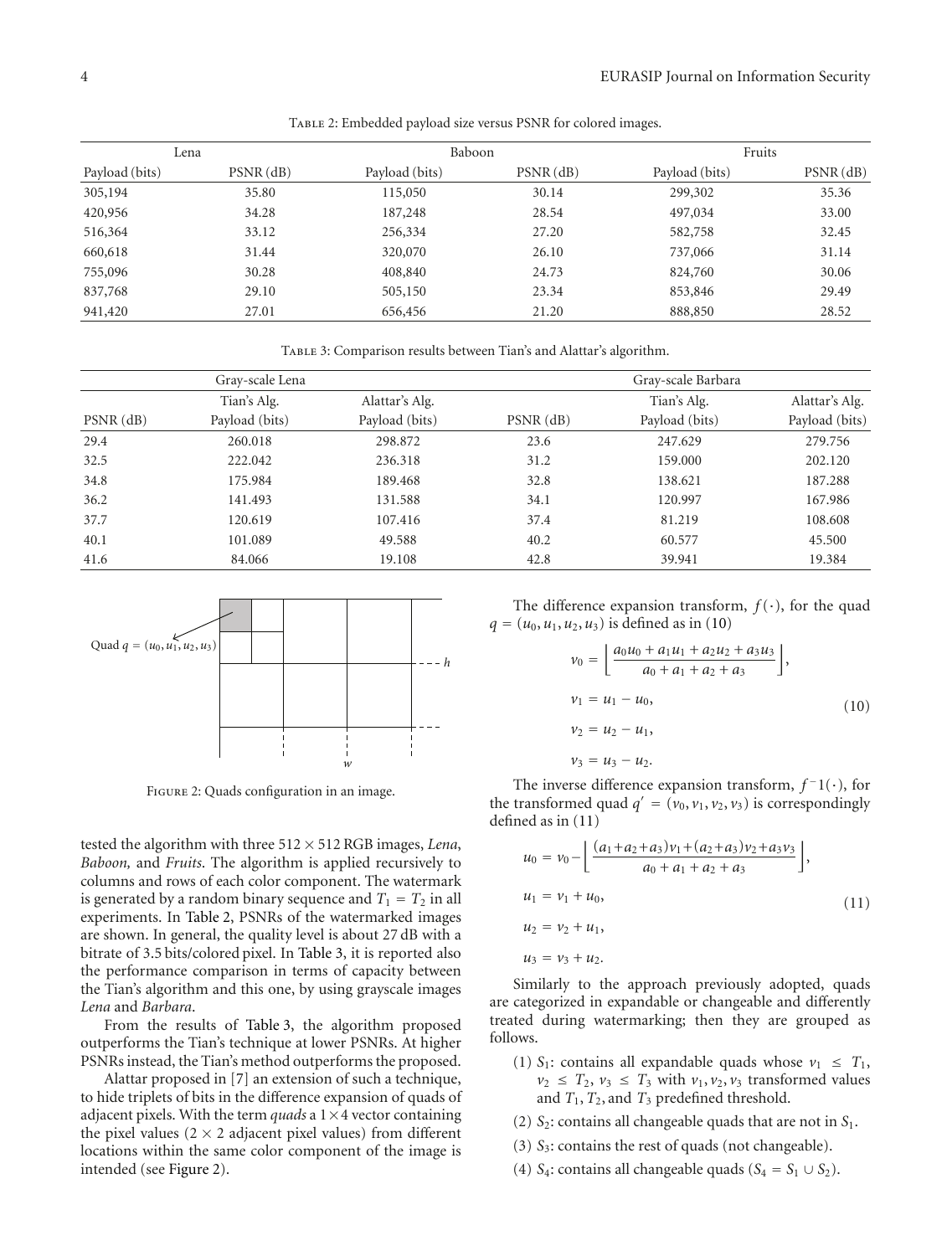Table 2: Embedded payload size versus PSNR for colored images.

| Lena | | Baboon | | Fruits | |
|---|---|---|---|---|---|
| Payload (bits) | PSNR (dB) | Payload (bits) | PSNR (dB) | Payload (bits) | PSNR (dB) |
| 305,194 | 35.80 | 115,050 | 30.14 | 299,302 | 35.36 |
| 420,956 | 34.28 | 187,248 | 28.54 | 497,034 | 33.00 |
| 516,364 | 33.12 | 256,334 | 27.20 | 582,758 | 32.45 |
| 660,618 | 31.44 | 320,070 | 26.10 | 737,066 | 31.14 |
| 755,096 | 30.28 | 408,840 | 24.73 | 824,760 | 30.06 |
| 837,768 | 29.10 | 505,150 | 23.34 | 853,846 | 29.49 |
| 941,420 | 27.01 | 656,456 | 21.20 | 888,850 | 28.52 |

Table 3: Comparison results between Tian's and Alattar's algorithm.

| Gray-scale Lena | | | Gray-scale Barbara | | |
|---|---|---|---|---|---|
| PSNR (dB) | Tian's Alg. Payload (bits) | Alattar's Alg. Payload (bits) | PSNR (dB) | Tian's Alg. Payload (bits) | Alattar's Alg. Payload (bits) |
| 29.4 | 260.018 | 298.872 | 23.6 | 247.629 | 279.756 |
| 32.5 | 222.042 | 236.318 | 31.2 | 159.000 | 202.120 |
| 34.8 | 175.984 | 189.468 | 32.8 | 138.621 | 187.288 |
| 36.2 | 141.493 | 131.588 | 34.1 | 120.997 | 167.986 |
| 37.7 | 120.619 | 107.416 | 37.4 | 81.219 | 108.608 |
| 40.1 | 101.089 | 49.588 | 40.2 | 60.577 | 45.500 |
| 41.6 | 84.066 | 19.108 | 42.8 | 39.941 | 19.384 |

Quad $q = (u_0, u_1, u_2, u_3)$

h

w

Figure 2: Quads configuration in an image.

tested the algorithm with three $512 \times 512$ RGB images, *Lena*, *Baboon,* and *Fruits*. The algorithm is applied recursively to columns and rows of each color component. The watermark is generated by a random binary sequence and $T_1 = T_2$ in all experiments. In Table 2, PSNRs of the watermarked images are shown. In general, the quality level is about 27 dB with a bitrate of 3.5 bits/colored pixel. In Table 3, it is reported also the performance comparison in terms of capacity between the Tian's algorithm and this one, by using grayscale images *Lena* and *Barbara*.

From the results of Table 3, the algorithm proposed outperforms the Tian's technique at lower PSNRs. At higher PSNRs instead, the Tian's method outperforms the proposed.

Alattar proposed in [7] an extension of such a technique, to hide triplets of bits in the difference expansion of quads of adjacent pixels. With the term *quads* a $1 \times 4$ vector containing the pixel values ($2 \times 2$ adjacent pixel values) from different locations within the same color component of the image is intended (see Figure 2).

The difference expansion transform, $f(\cdot)$, for the quad $q = (u_0, u_1, u_2, u_3)$ is defined as in (10)

$$v_0 = \left\lfloor \frac{a_0 u_0 + a_1 u_1 + a_2 u_2 + a_3 u_3}{a_0 + a_1 + a_2 + a_3} \right\rfloor,$$
$$v_1 = u_1 - u_0,$$
$$v_2 = u_2 - u_1,$$
$$v_3 = u_3 - u_2. \tag{10}$$

The inverse difference expansion transform, $f^{-}1(\cdot)$, for the transformed quad $q' = (v_0, v_1, v_2, v_3)$ is correspondingly defined as in (11)

$$u_0 = v_0 - \left\lfloor \frac{(a_1+a_2+a_3)v_1 + (a_2+a_3)v_2 + a_3 v_3}{a_0 + a_1 + a_2 + a_3} \right\rfloor,$$
$$u_1 = v_1 + u_0,$$
$$u_2 = v_2 + u_1,$$
$$u_3 = v_3 + u_2. \tag{11}$$

Similarly to the approach previously adopted, quads are categorized in expandable or changeable and differently treated during watermarking; then they are grouped as follows.

(1) $S_1$: contains all expandable quads whose $v_1 \leq T_1$, $v_2 \leq T_2$, $v_3 \leq T_3$ with $v_1, v_2, v_3$ transformed values and $T_1, T_2,$ and $T_3$ predefined threshold.

(2) $S_2$: contains all changeable quads that are not in $S_1$.

(3) $S_3$: contains the rest of quads (not changeable).

(4) $S_4$: contains all changeable quads ($S_4 = S_1 \cup S_2$).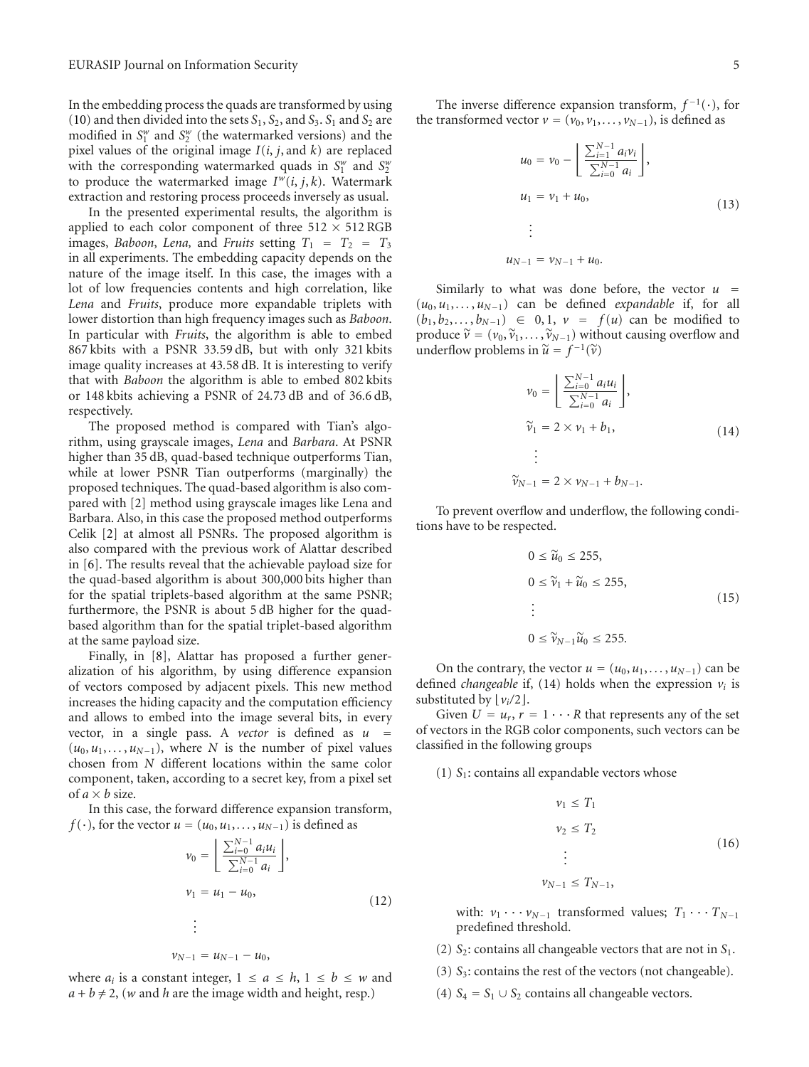In the embedding process the quads are transformed by using (10) and then divided into the sets $S_1, S_2$, and $S_3$. $S_1$ and $S_2$ are modified in $S_1^w$ and $S_2^w$ (the watermarked versions) and the pixel values of the original image $I(i, j$, and $k)$ are replaced with the corresponding watermarked quads in $S_1^w$ and $S_2^w$ to produce the watermarked image $I^w(i, j, k)$. Watermark extraction and restoring process proceeds inversely as usual.

In the presented experimental results, the algorithm is applied to each color component of three $512 \times 512$ RGB images, *Baboon*, *Lena,* and *Fruits* setting $T_1 = T_2 = T_3$ in all experiments. The embedding capacity depends on the nature of the image itself. In this case, the images with a lot of low frequencies contents and high correlation, like *Lena* and *Fruits*, produce more expandable triplets with lower distortion than high frequency images such as *Baboon*. In particular with *Fruits*, the algorithm is able to embed 867 kbits with a PSNR 33.59 dB, but with only 321 kbits image quality increases at 43.58 dB. It is interesting to verify that with *Baboon* the algorithm is able to embed 802 kbits or 148 kbits achieving a PSNR of 24.73 dB and of 36.6 dB, respectively.

The proposed method is compared with Tian's algorithm, using grayscale images, *Lena* and *Barbara*. At PSNR higher than 35 dB, quad-based technique outperforms Tian, while at lower PSNR Tian outperforms (marginally) the proposed techniques. The quad-based algorithm is also compared with [2] method using grayscale images like Lena and Barbara. Also, in this case the proposed method outperforms Celik [2] at almost all PSNRs. The proposed algorithm is also compared with the previous work of Alattar described in [6]. The results reveal that the achievable payload size for the quad-based algorithm is about 300,000 bits higher than for the spatial triplets-based algorithm at the same PSNR; furthermore, the PSNR is about 5 dB higher for the quad-based algorithm than for the spatial triplet-based algorithm at the same payload size.

Finally, in [8], Alattar has proposed a further generalization of his algorithm, by using difference expansion of vectors composed by adjacent pixels. This new method increases the hiding capacity and the computation efficiency and allows to embed into the image several bits, in every vector, in a single pass. A *vector* is defined as $u = (u_0, u_1, \ldots, u_{N-1})$, where $N$ is the number of pixel values chosen from $N$ different locations within the same color component, taken, according to a secret key, from a pixel set of $a \times b$ size.

In this case, the forward difference expansion transform, $f(\cdot)$, for the vector $u = (u_0, u_1, \ldots, u_{N-1})$ is defined as

$$
\begin{aligned}
v_0 &= \left\lfloor \frac{\sum_{i=0}^{N-1} a_i u_i}{\sum_{i=0}^{N-1} a_i} \right\rfloor, \\
v_1 &= u_1 - u_0, \\
&\vdots \\
v_{N-1} &= u_{N-1} - u_0,
\end{aligned}
\tag{12}
$$

where $a_i$ is a constant integer, $1 \le a \le h$, $1 \le b \le w$ and $a + b \ne 2$, ($w$ and $h$ are the image width and height, resp.)

The inverse difference expansion transform, $f^{-1}(\cdot)$, for the transformed vector $v = (v_0, v_1, \ldots, v_{N-1})$, is defined as

$$
\begin{aligned}
u_0 &= v_0 - \left\lfloor \frac{\sum_{i=1}^{N-1} a_i v_i}{\sum_{i=0}^{N-1} a_i} \right\rfloor, \\
u_1 &= v_1 + u_0, \\
&\vdots \\
u_{N-1} &= v_{N-1} + u_0.
\end{aligned}
\tag{13}
$$

Similarly to what was done before, the vector $u = (u_0, u_1, \ldots, u_{N-1})$ can be defined *expandable* if, for all $(b_1, b_2, \ldots, b_{N-1}) \in 0, 1$, $v = f(u)$ can be modified to produce $\widetilde{v} = (v_0, \widetilde{v}_1, \ldots, \widetilde{v}_{N-1})$ without causing overflow and underflow problems in $\widetilde{u} = f^{-1}(\widetilde{v})$

$$
\begin{aligned}
v_0 &= \left\lfloor \frac{\sum_{i=0}^{N-1} a_i u_i}{\sum_{i=0}^{N-1} a_i} \right\rfloor, \\
\widetilde{v}_1 &= 2 \times v_1 + b_1, \\
&\vdots \\
\widetilde{v}_{N-1} &= 2 \times v_{N-1} + b_{N-1}.
\end{aligned}
\tag{14}
$$

To prevent overflow and underflow, the following conditions have to be respected.

$$
\begin{aligned}
&0 \le \widetilde{u}_0 \le 255, \\
&0 \le \widetilde{v}_1 + \widetilde{u}_0 \le 255, \\
&\vdots \\
&0 \le \widetilde{v}_{N-1} \widetilde{u}_0 \le 255.
\end{aligned}
\tag{15}
$$

On the contrary, the vector $u = (u_0, u_1, \ldots, u_{N-1})$ can be defined *changeable* if, (14) holds when the expression $v_i$ is substituted by $\lfloor v_i/2 \rfloor$.

Given $U = u_r$, $r = 1 \cdots R$ that represents any of the set of vectors in the RGB color components, such vectors can be classified in the following groups

(1) $S_1$: contains all expandable vectors whose

$$
\begin{aligned}
v_1 &\le T_1 \\
v_2 &\le T_2 \\
&\vdots \\
v_{N-1} &\le T_{N-1},
\end{aligned}
\tag{16}
$$

with: $v_1 \cdots v_{N-1}$ transformed values; $T_1 \cdots T_{N-1}$ predefined threshold.

(2) $S_2$: contains all changeable vectors that are not in $S_1$.

(3) $S_3$: contains the rest of the vectors (not changeable).

(4) $S_4 = S_1 \cup S_2$ contains all changeable vectors.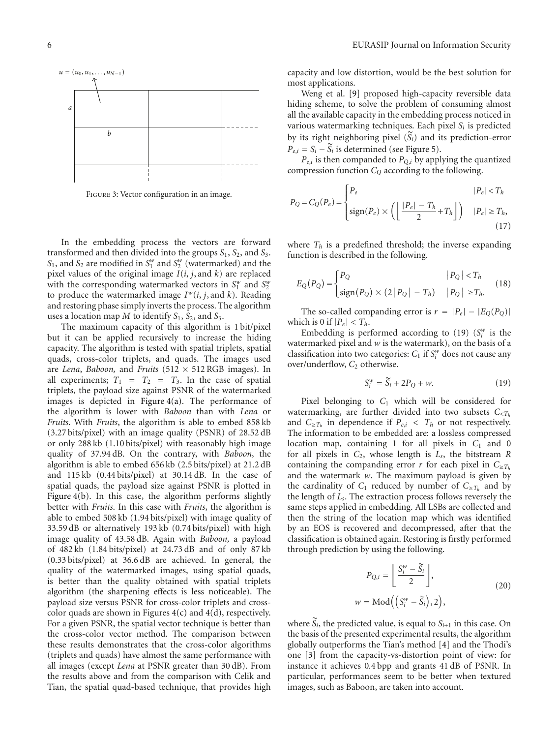$u = (u_0, u_1, \ldots, u_{N-1})$

a

b

Figure 3: Vector configuration in an image.

In the embedding process the vectors are forward transformed and then divided into the groups $S_1$, $S_2$, and $S_3$. $S_1$, and $S_2$ are modified in $S_1^w$ and $S_2^w$ (watermarked) and the pixel values of the original image $I(i, j, \text{and } k)$ are replaced with the corresponding watermarked vectors in $S_1^w$ and $S_2^w$ to produce the watermarked image $I^w(i, j, \text{and } k)$. Reading and restoring phase simply inverts the process. The algorithm uses a location map $M$ to identify $S_1$, $S_2$, and $S_3$.

The maximum capacity of this algorithm is 1 bit/pixel but it can be applied recursively to increase the hiding capacity. The algorithm is tested with spatial triplets, spatial quads, cross-color triplets, and quads. The images used are *Lena*, *Baboon,* and *Fruits* ($512 \times 512$ RGB images). In all experiments; $T_1 = T_2 = T_3$. In the case of spatial triplets, the payload size against PSNR of the watermarked images is depicted in Figure 4(a). The performance of the algorithm is lower with *Baboon* than with *Lena* or *Fruits*. With *Fruits*, the algorithm is able to embed 858 kb (3.27 bits/pixel) with an image quality (PSNR) of 28.52 dB or only 288 kb (1.10 bits/pixel) with reasonably high image quality of 37.94 dB. On the contrary, with *Baboon*, the algorithm is able to embed 656 kb (2.5 bits/pixel) at 21.2 dB and 115 kb (0.44 bits/pixel) at 30.14 dB. In the case of spatial quads, the payload size against PSNR is plotted in Figure 4(b). In this case, the algorithm performs slightly better with *Fruits*. In this case with *Fruits*, the algorithm is able to embed 508 kb (1.94 bits/pixel) with image quality of 33.59 dB or alternatively 193 kb (0.74 bits/pixel) with high image quality of 43.58 dB. Again with *Baboon,* a payload of 482 kb (1.84 bits/pixel) at 24.73 dB and of only 87 kb (0.33 bits/pixel) at 36.6 dB are achieved. In general, the quality of the watermarked images, using spatial quads, is better than the quality obtained with spatial triplets algorithm (the sharpening effects is less noticeable). The payload size versus PSNR for cross-color triplets and cross-color quads are shown in Figures 4(c) and 4(d), respectively. For a given PSNR, the spatial vector technique is better than the cross-color vector method. The comparison between these results demonstrates that the cross-color algorithms (triplets and quads) have almost the same performance with all images (except *Lena* at PSNR greater than 30 dB). From the results above and from the comparison with Celik and Tian, the spatial quad-based technique, that provides high capacity and low distortion, would be the best solution for most applications.

Weng et al. [9] proposed high-capacity reversible data hiding scheme, to solve the problem of consuming almost all the available capacity in the embedding process noticed in various watermarking techniques. Each pixel $S_i$ is predicted by its right neighboring pixel ($\widetilde{S}_i$) and its prediction-error $P_{e,i} = S_i - \widetilde{S}_i$ is determined (see Figure 5).

$P_{e,i}$ is then companded to $P_{Q,i}$ by applying the quantized compression function $C_Q$ according to the following.

$$P_Q = C_Q(P_e) = \begin{cases} P_e & |P_e| < T_h \\ \text{sign}(P_e) \times \left( \left\lfloor \dfrac{|P_e| - T_h}{2} + T_h \right\rfloor \right) & |P_e| \geq T_h, \end{cases} \tag{17}$$

where $T_h$ is a predefined threshold; the inverse expanding function is described in the following.

$$E_Q(P_Q) = \begin{cases} P_Q & |P_Q| < T_h \\ \text{sign}(P_Q) \times (2|P_Q| - T_h) & |P_Q| \geq T_h. \end{cases} \tag{18}$$

The so-called companding error is $r = |P_e| - |E_Q(P_Q)|$ which is 0 if $|P_e| < T_h$.

Embedding is performed according to (19) ($S_i^w$ is the watermarked pixel and $w$ is the watermark), on the basis of a classification into two categories: $C_1$ if $S_i^w$ does not cause any over/underflow, $C_2$ otherwise.

$$S_i^w = \widetilde{S}_i + 2P_Q + w. \tag{19}$$

Pixel belonging to $C_1$ which will be considered for watermarking, are further divided into two subsets $C_{<T_h}$ and $C_{\geq T_h}$ in dependence if $P_{e,i} < T_h$ or not respectively. The information to be embedded are: a lossless compressed location map, containing 1 for all pixels in $C_1$ and 0 for all pixels in $C_2$, whose length is $L_s$, the bitstream $R$ containing the companding error $r$ for each pixel in $C_{\geq T_h}$ and the watermark $w$. The maximum payload is given by the cardinality of $C_1$ reduced by number of $C_{\geq T_h}$ and by the length of $L_s$. The extraction process follows reversely the same steps applied in embedding. All LSBs are collected and then the string of the location map which was identified by an EOS is recovered and decompressed, after that the classification is obtained again. Restoring is firstly performed through prediction by using the following.

$$\begin{aligned} P_{Q,i} &= \left\lfloor \frac{S_i^w - \widetilde{S}_i}{2} \right\rfloor, \\ w &= \text{Mod}\left( \left( S_i^w - \widetilde{S}_i \right), 2 \right), \end{aligned} \tag{20}$$

where $\widetilde{S}_i$, the predicted value, is equal to $S_{i+1}$ in this case. On the basis of the presented experimental results, the algorithm globally outperforms the Tian's method [4] and the Thodi's one [3] from the capacity-vs-distortion point of view: for instance it achieves 0.4 bpp and grants 41 dB of PSNR. In particular, performances seem to be better when textured images, such as Baboon, are taken into account.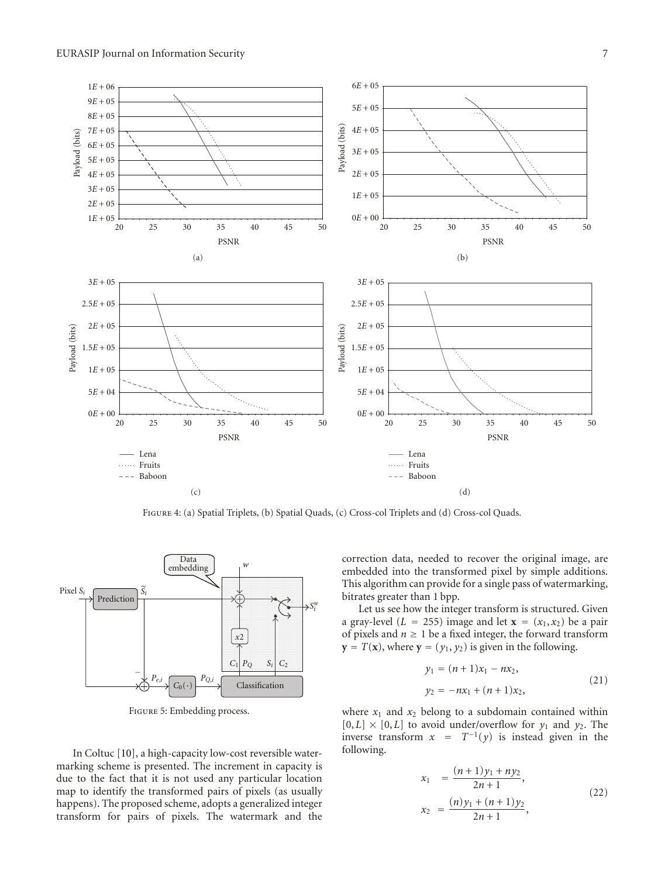1E + 06
9E + 05
8E + 05
7E + 05
6E + 05
5E + 05
4E + 05
3E + 05
2E + 05
1E + 05
Payload (bits)
20 25 30 35 40 45 50
PSNR
(a)

6E + 05
5E + 05
4E + 05
3E + 05
2E + 05
1E + 05
0E + 00
Payload (bits)
20 25 30 35 40 45 50
PSNR
(b)

3E + 05
2.5E + 05
2E + 05
1.5E + 05
1E + 05
5E + 04
0E + 00
Payload (bits)
20 25 30 35 40 45 50
PSNR
Lena
Fruits
Baboon
(c)

3E + 05
2.5E + 05
2E + 05
1.5E + 05
1E + 05
5E + 04
0E + 00
Payload (bits)
20 25 30 35 40 45 50
PSNR
Lena
Fruits
Baboon
(d)

Figure 4: (a) Spatial Triplets, (b) Spatial Quads, (c) Cross-col Triplets and (d) Cross-col Quads.

Data embedding
$w$
Pixel $S_i$
Prediction
$\tilde{S}_i$
$S_i^w$
$x2$
$C_1$ $P_Q$ $S_i$ $C_2$
$P_{e,i}$
$C_0(\cdot)$
$P_{Q,i}$
Classification

Figure 5: Embedding process.

In Coltuc [10], a high-capacity low-cost reversible watermarking scheme is presented. The increment in capacity is due to the fact that it is not used any particular location map to identify the transformed pairs of pixels (as usually happens). The proposed scheme, adopts a generalized integer transform for pairs of pixels. The watermark and the correction data, needed to recover the original image, are embedded into the transformed pixel by simple additions. This algorithm can provide for a single pass of watermarking, bitrates greater than 1 bpp.

Let us see how the integer transform is structured. Given a gray-level ($L = 255$) image and let $\mathbf{x} = (x_1, x_2)$ be a pair of pixels and $n \geq 1$ be a fixed integer, the forward transform $\mathbf{y} = T(\mathbf{x})$, where $\mathbf{y} = (y_1, y_2)$ is given in the following.

$$\begin{aligned} y_1 &= (n+1)x_1 - nx_2, \\ y_2 &= -nx_1 + (n+1)x_2, \end{aligned} \tag{21}$$

where $x_1$ and $x_2$ belong to a subdomain contained within $[0, L] \times [0, L]$ to avoid under/overflow for $y_1$ and $y_2$. The inverse transform $x = T^{-1}(y)$ is instead given in the following.

$$\begin{aligned} x_1 &= \frac{(n+1)y_1 + ny_2}{2n+1}, \\ x_2 &= \frac{(n)y_1 + (n+1)y_2}{2n+1}, \end{aligned} \tag{22}$$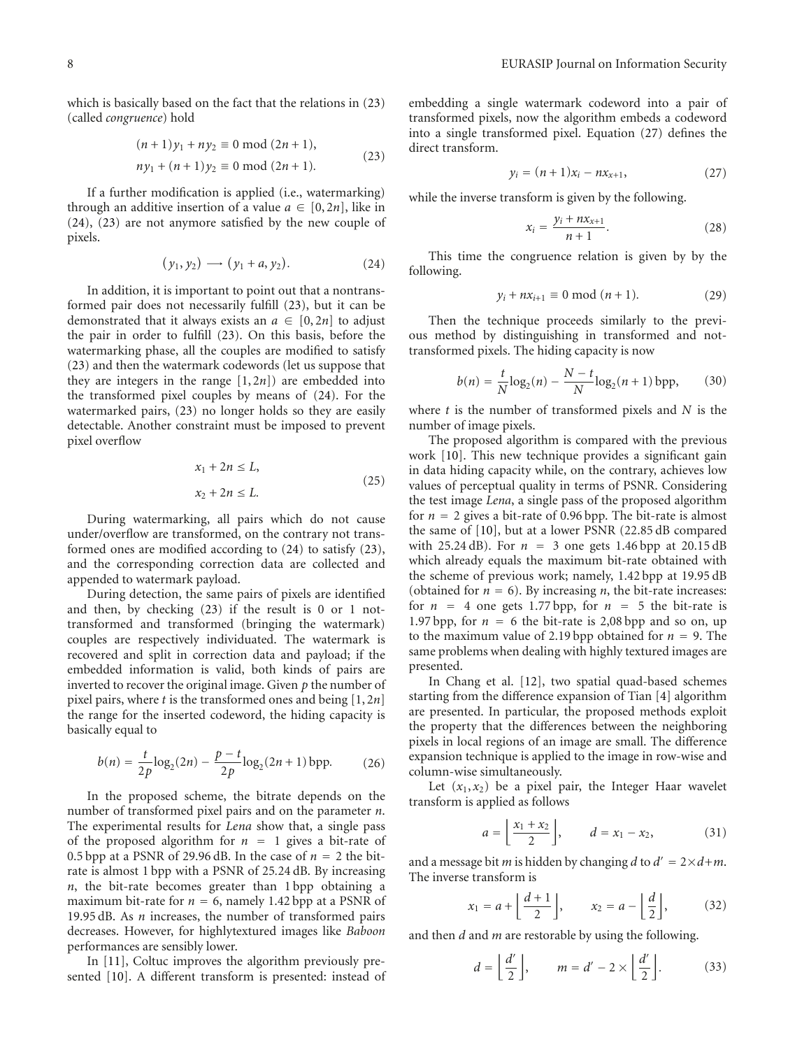which is basically based on the fact that the relations in (23) (called *congruence*) hold

$$(n+1)y_1 + ny_2 \equiv 0 \bmod (2n+1),$$
$$ny_1 + (n+1)y_2 \equiv 0 \bmod (2n+1). \tag{23}$$

If a further modification is applied (i.e., watermarking) through an additive insertion of a value $a \in [0, 2n]$, like in (24), (23) are not anymore satisfied by the new couple of pixels.

$$(y_1, y_2) \longrightarrow (y_1 + a, y_2). \tag{24}$$

In addition, it is important to point out that a nontransformed pair does not necessarily fulfill (23), but it can be demonstrated that it always exists an $a \in [0, 2n]$ to adjust the pair in order to fulfill (23). On this basis, before the watermarking phase, all the couples are modified to satisfy (23) and then the watermark codewords (let us suppose that they are integers in the range $[1, 2n]$) are embedded into the transformed pixel couples by means of (24). For the watermarked pairs, (23) no longer holds so they are easily detectable. Another constraint must be imposed to prevent pixel overflow

$$x_1 + 2n \leq L,$$
$$x_2 + 2n \leq L. \tag{25}$$

During watermarking, all pairs which do not cause under/overflow are transformed, on the contrary not transformed ones are modified according to (24) to satisfy (23), and the corresponding correction data are collected and appended to watermark payload.

During detection, the same pairs of pixels are identified and then, by checking (23) if the result is 0 or 1 not-transformed and transformed (bringing the watermark) couples are respectively individuated. The watermark is recovered and split in correction data and payload; if the embedded information is valid, both kinds of pairs are inverted to recover the original image. Given $p$ the number of pixel pairs, where $t$ is the transformed ones and being $[1, 2n]$ the range for the inserted codeword, the hiding capacity is basically equal to

$$b(n) = \frac{t}{2p}\log_2(2n) - \frac{p-t}{2p}\log_2(2n+1)\,\text{bpp}. \tag{26}$$

In the proposed scheme, the bitrate depends on the number of transformed pixel pairs and on the parameter $n$. The experimental results for *Lena* show that, a single pass of the proposed algorithm for $n = 1$ gives a bit-rate of 0.5 bpp at a PSNR of 29.96 dB. In the case of $n = 2$ the bit-rate is almost 1 bpp with a PSNR of 25.24 dB. By increasing $n$, the bit-rate becomes greater than 1 bpp obtaining a maximum bit-rate for $n = 6$, namely 1.42 bpp at a PSNR of 19.95 dB. As $n$ increases, the number of transformed pairs decreases. However, for highlytextured images like *Baboon* performances are sensibly lower.

In [11], Coltuc improves the algorithm previously presented [10]. A different transform is presented: instead of embedding a single watermark codeword into a pair of transformed pixels, now the algorithm embeds a codeword into a single transformed pixel. Equation (27) defines the direct transform.

$$y_i = (n+1)x_i - nx_{x+1}, \tag{27}$$

while the inverse transform is given by the following.

$$x_i = \frac{y_i + nx_{x+1}}{n+1}. \tag{28}$$

This time the congruence relation is given by by the following.

$$y_i + nx_{i+1} \equiv 0 \bmod (n+1). \tag{29}$$

Then the technique proceeds similarly to the previous method by distinguishing in transformed and not-transformed pixels. The hiding capacity is now

$$b(n) = \frac{t}{N}\log_2(n) - \frac{N-t}{N}\log_2(n+1)\,\text{bpp}, \tag{30}$$

where $t$ is the number of transformed pixels and $N$ is the number of image pixels.

The proposed algorithm is compared with the previous work [10]. This new technique provides a significant gain in data hiding capacity while, on the contrary, achieves low values of perceptual quality in terms of PSNR. Considering the test image *Lena*, a single pass of the proposed algorithm for $n = 2$ gives a bit-rate of 0.96 bpp. The bit-rate is almost the same of [10], but at a lower PSNR (22.85 dB compared with 25.24 dB). For $n = 3$ one gets 1.46 bpp at 20.15 dB which already equals the maximum bit-rate obtained with the scheme of previous work; namely, 1.42 bpp at 19.95 dB (obtained for $n = 6$). By increasing $n$, the bit-rate increases: for $n = 4$ one gets 1.77 bpp, for $n = 5$ the bit-rate is 1.97 bpp, for $n = 6$ the bit-rate is 2,08 bpp and so on, up to the maximum value of 2.19 bpp obtained for $n = 9$. The same problems when dealing with highly textured images are presented.

In Chang et al. [12], two spatial quad-based schemes starting from the difference expansion of Tian [4] algorithm are presented. In particular, the proposed methods exploit the property that the differences between the neighboring pixels in local regions of an image are small. The difference expansion technique is applied to the image in row-wise and column-wise simultaneously.

Let $(x_1, x_2)$ be a pixel pair, the Integer Haar wavelet transform is applied as follows

$$a = \left\lfloor \frac{x_1 + x_2}{2} \right\rfloor, \qquad d = x_1 - x_2, \tag{31}$$

and a message bit $m$ is hidden by changing $d$ to $d' = 2\times d + m$. The inverse transform is

$$x_1 = a + \left\lfloor \frac{d+1}{2} \right\rfloor, \qquad x_2 = a - \left\lfloor \frac{d}{2} \right\rfloor, \tag{32}$$

and then $d$ and $m$ are restorable by using the following.

$$d = \left\lfloor \frac{d'}{2} \right\rfloor, \qquad m = d' - 2 \times \left\lfloor \frac{d'}{2} \right\rfloor. \tag{33}$$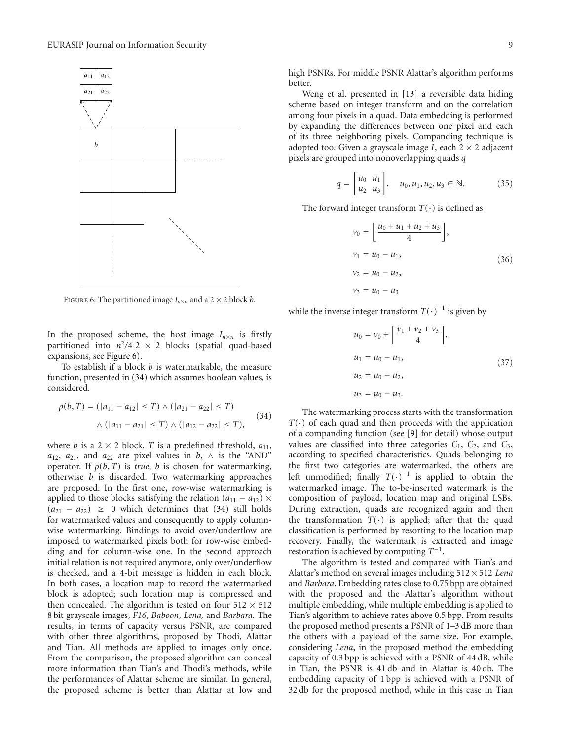FIGURE 6: The partitioned image $I_{n\times n}$ and a $2 \times 2$ block $b$.

In the proposed scheme, the host image $I_{n\times n}$ is firstly partitioned into $n^2/4$ $2 \times 2$ blocks (spatial quad-based expansions, see Figure 6).

To establish if a block $b$ is watermarkable, the measure function, presented in (34) which assumes boolean values, is considered.

$$\rho(b, T) = (|a_{11} - a_{12}| \leq T) \wedge (|a_{21} - a_{22}| \leq T) \wedge (|a_{11} - a_{21}| \leq T) \wedge (|a_{12} - a_{22}| \leq T), \tag{34}$$

where $b$ is a $2 \times 2$ block, $T$ is a predefined threshold, $a_{11}$, $a_{12}$, $a_{21}$, and $a_{22}$ are pixel values in $b$, $\wedge$ is the "AND" operator. If $\rho(b, T)$ is *true*, $b$ is chosen for watermarking, otherwise $b$ is discarded. Two watermarking approaches are proposed. In the first one, row-wise watermarking is applied to those blocks satisfying the relation $(a_{11} - a_{12}) \times (a_{21} - a_{22}) \geq 0$ which determines that (34) still holds for watermarked values and consequently to apply column-wise watermarking. Bindings to avoid over/underflow are imposed to watermarked pixels both for row-wise embedding and for column-wise one. In the second approach initial relation is not required anymore, only over/underflow is checked, and a 4-bit message is hidden in each block. In both cases, a location map to record the watermarked block is adopted; such location map is compressed and then concealed. The algorithm is tested on four $512 \times 512$ 8 bit grayscale images, *F16*, *Baboon*, *Lena,* and *Barbara*. The results, in terms of capacity versus PSNR, are compared with other three algorithms, proposed by Thodi, Alattar and Tian. All methods are applied to images only once. From the comparison, the proposed algorithm can conceal more information than Tian's and Thodi's methods, while the performances of Alattar scheme are similar. In general, the proposed scheme is better than Alattar at low and high PSNRs. For middle PSNR Alattar's algorithm performs better.

Weng et al. presented in [13] a reversible data hiding scheme based on integer transform and on the correlation among four pixels in a quad. Data embedding is performed by expanding the differences between one pixel and each of its three neighboring pixels. Companding technique is adopted too. Given a grayscale image $I$, each $2 \times 2$ adjacent pixels are grouped into nonoverlapping quads $q$

$$q = \begin{bmatrix} u_0 & u_1 \\ u_2 & u_3 \end{bmatrix}, \quad u_0, u_1, u_2, u_3 \in \mathbb{N}. \tag{35}$$

The forward integer transform $T(\cdot)$ is defined as

$$\begin{aligned} v_0 &= \left\lfloor \frac{u_0 + u_1 + u_2 + u_3}{4} \right\rfloor, \\ v_1 &= u_0 - u_1, \\ v_2 &= u_0 - u_2, \\ v_3 &= u_0 - u_3 \end{aligned} \tag{36}$$

while the inverse integer transform $T(\cdot)^{-1}$ is given by

$$\begin{aligned} u_0 &= v_0 + \left\lceil \frac{v_1 + v_2 + v_3}{4} \right\rceil, \\ u_1 &= u_0 - u_1, \\ u_2 &= u_0 - u_2, \\ u_3 &= u_0 - u_3. \end{aligned} \tag{37}$$

The watermarking process starts with the transformation $T(\cdot)$ of each quad and then proceeds with the application of a companding function (see [9] for detail) whose output values are classified into three categories $C_1$, $C_2$, and $C_3$, according to specified characteristics. Quads belonging to the first two categories are watermarked, the others are left unmodified; finally $T(\cdot)^{-1}$ is applied to obtain the watermarked image. The to-be-inserted watermark is the composition of payload, location map and original LSBs. During extraction, quads are recognized again and then the transformation $T(\cdot)$ is applied; after that the quad classification is performed by resorting to the location map recovery. Finally, the watermark is extracted and image restoration is achieved by computing $T^{-1}$.

The algorithm is tested and compared with Tian's and Alattar's method on several images including $512 \times 512$ *Lena* and *Barbara*. Embedding rates close to 0.75 bpp are obtained with the proposed and the Alattar's algorithm without multiple embedding, while multiple embedding is applied to Tian's algorithm to achieve rates above 0.5 bpp. From results the proposed method presents a PSNR of 1–3 dB more than the others with a payload of the same size. For example, considering *Lena*, in the proposed method the embedding capacity of 0.3 bpp is achieved with a PSNR of 44 dB, while in Tian, the PSNR is 41 db and in Alattar is 40 db. The embedding capacity of 1 bpp is achieved with a PSNR of 32 db for the proposed method, while in this case in Tian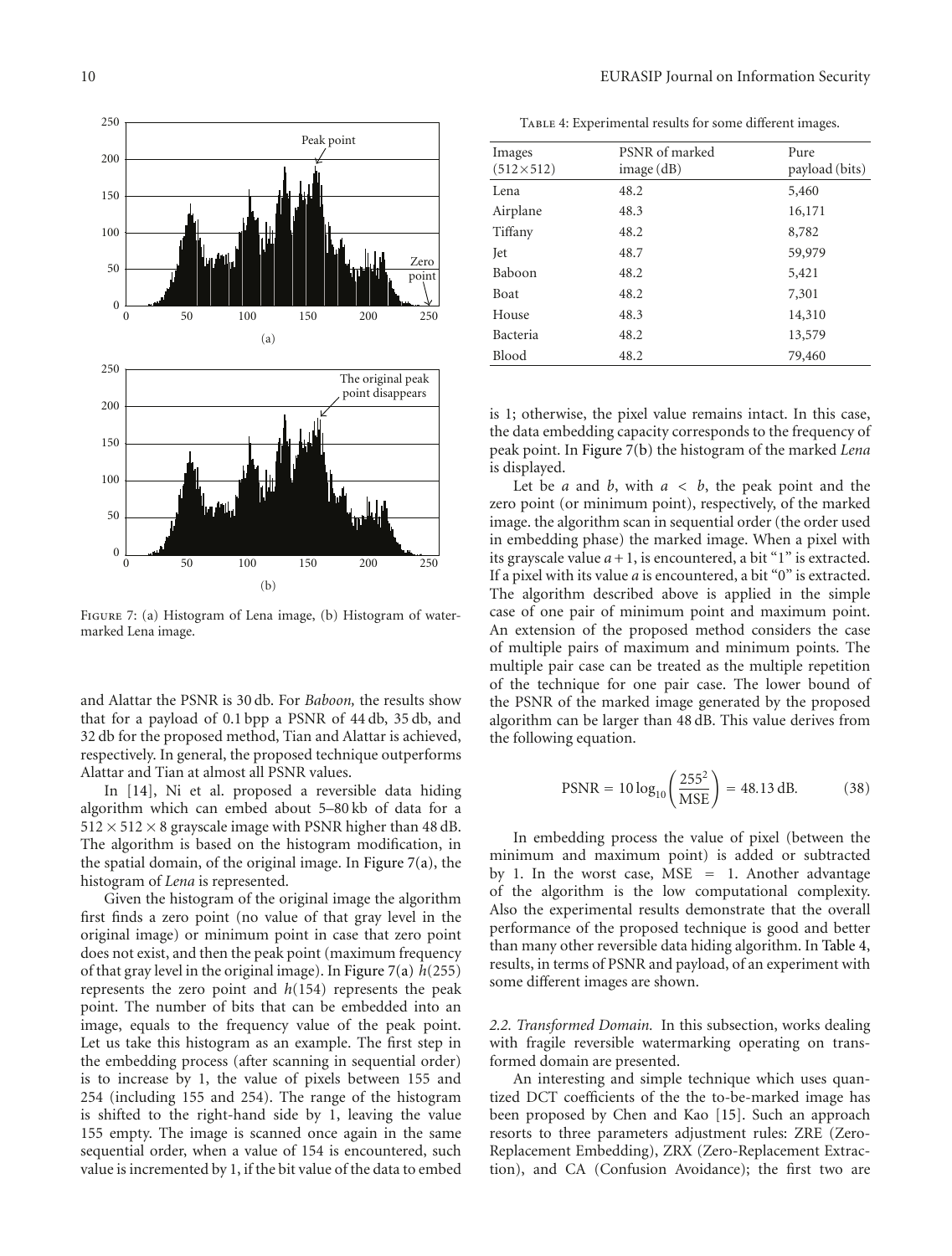250
200
150
100
50
0
0 50 100 150 200 250
Peak point
Zero point
(a)

250
200
150
100
50
0
0 50 100 150 200 250
The original peak point disappears
(b)

Figure 7: (a) Histogram of Lena image, (b) Histogram of watermarked Lena image.

and Alattar the PSNR is 30 db. For *Baboon,* the results show that for a payload of 0.1 bpp a PSNR of 44 db, 35 db, and 32 db for the proposed method, Tian and Alattar is achieved, respectively. In general, the proposed technique outperforms Alattar and Tian at almost all PSNR values.

In [14], Ni et al. proposed a reversible data hiding algorithm which can embed about 5–80 kb of data for a $512 \times 512 \times 8$ grayscale image with PSNR higher than 48 dB. The algorithm is based on the histogram modification, in the spatial domain, of the original image. In Figure 7(a), the histogram of *Lena* is represented.

Given the histogram of the original image the algorithm first finds a zero point (no value of that gray level in the original image) or minimum point in case that zero point does not exist, and then the peak point (maximum frequency of that gray level in the original image). In Figure 7(a) $h(255)$ represents the zero point and $h(154)$ represents the peak point. The number of bits that can be embedded into an image, equals to the frequency value of the peak point. Let us take this histogram as an example. The first step in the embedding process (after scanning in sequential order) is to increase by 1, the value of pixels between 155 and 254 (including 155 and 254). The range of the histogram is shifted to the right-hand side by 1, leaving the value 155 empty. The image is scanned once again in the same sequential order, when a value of 154 is encountered, such value is incremented by 1, if the bit value of the data to embed is 1; otherwise, the pixel value remains intact. In this case, the data embedding capacity corresponds to the frequency of peak point. In Figure 7(b) the histogram of the marked *Lena* is displayed.

Table 4: Experimental results for some different images.

| Images (512×512) | PSNR of marked image (dB) | Pure payload (bits) |
|---|---|---|
| Lena | 48.2 | 5,460 |
| Airplane | 48.3 | 16,171 |
| Tiffany | 48.2 | 8,782 |
| Jet | 48.7 | 59,979 |
| Baboon | 48.2 | 5,421 |
| Boat | 48.2 | 7,301 |
| House | 48.3 | 14,310 |
| Bacteria | 48.2 | 13,579 |
| Blood | 48.2 | 79,460 |

Let be $a$ and $b$, with $a < b$, the peak point and the zero point (or minimum point), respectively, of the marked image. the algorithm scan in sequential order (the order used in embedding phase) the marked image. When a pixel with its grayscale value $a + 1$, is encountered, a bit "1" is extracted. If a pixel with its value $a$ is encountered, a bit "0" is extracted. The algorithm described above is applied in the simple case of one pair of minimum point and maximum point. An extension of the proposed method considers the case of multiple pairs of maximum and minimum points. The multiple pair case can be treated as the multiple repetition of the technique for one pair case. The lower bound of the PSNR of the marked image generated by the proposed algorithm can be larger than 48 dB. This value derives from the following equation.

$$\text{PSNR} = 10 \log_{10}\left(\frac{255^2}{\text{MSE}}\right) = 48.13\,\text{dB}. \tag{38}$$

In embedding process the value of pixel (between the minimum and maximum point) is added or subtracted by 1. In the worst case, $\text{MSE} = 1$. Another advantage of the algorithm is the low computational complexity. Also the experimental results demonstrate that the overall performance of the proposed technique is good and better than many other reversible data hiding algorithm. In Table 4, results, in terms of PSNR and payload, of an experiment with some different images are shown.

### 2.2. Transformed Domain.

In this subsection, works dealing with fragile reversible watermarking operating on transformed domain are presented.

An interesting and simple technique which uses quantized DCT coefficients of the the to-be-marked image has been proposed by Chen and Kao [15]. Such an approach resorts to three parameters adjustment rules: ZRE (Zero-Replacement Embedding), ZRX (Zero-Replacement Extraction), and CA (Confusion Avoidance); the first two are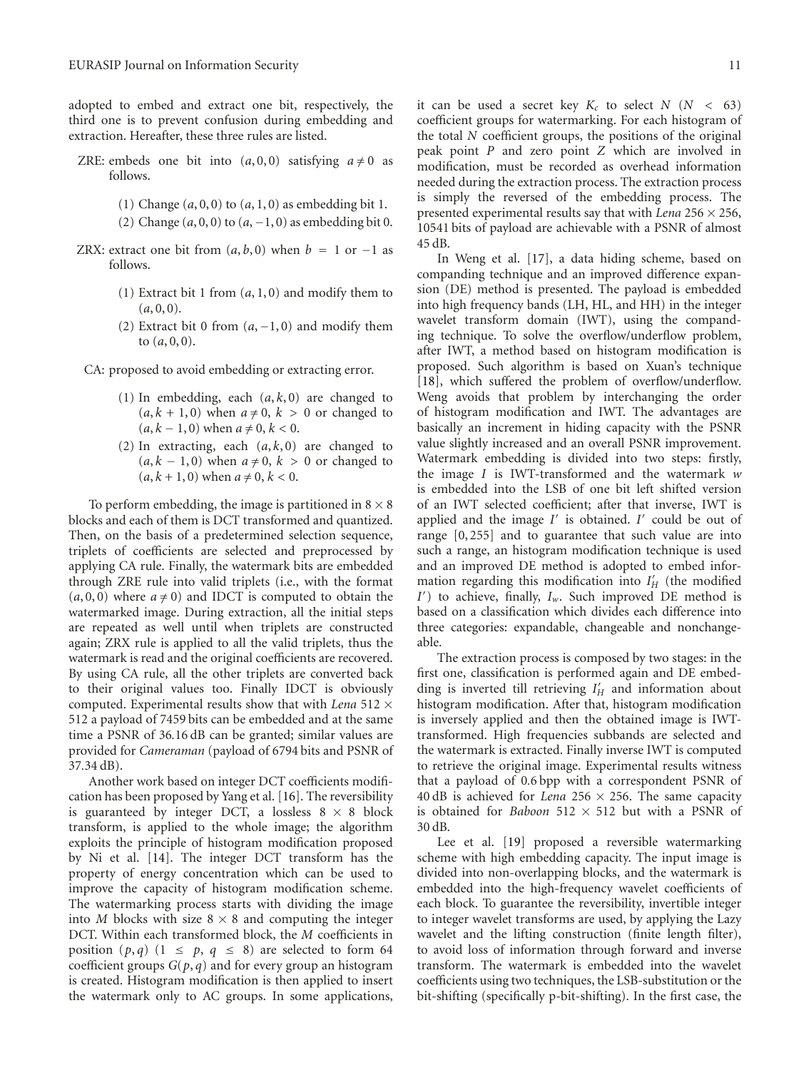adopted to embed and extract one bit, respectively, the third one is to prevent confusion during embedding and extraction. Hereafter, these three rules are listed.

ZRE: embeds one bit into $(a, 0, 0)$ satisfying $a \neq 0$ as follows.

(1) Change $(a, 0, 0)$ to $(a, 1, 0)$ as embedding bit 1.

(2) Change $(a, 0, 0)$ to $(a, -1, 0)$ as embedding bit 0.

ZRX: extract one bit from $(a, b, 0)$ when $b = 1$ or $-1$ as follows.

(1) Extract bit 1 from $(a, 1, 0)$ and modify them to $(a, 0, 0)$.

(2) Extract bit 0 from $(a, -1, 0)$ and modify them to $(a, 0, 0)$.

CA: proposed to avoid embedding or extracting error.

(1) In embedding, each $(a, k, 0)$ are changed to $(a, k+1, 0)$ when $a \neq 0$, $k > 0$ or changed to $(a, k-1, 0)$ when $a \neq 0$, $k < 0$.

(2) In extracting, each $(a, k, 0)$ are changed to $(a, k-1, 0)$ when $a \neq 0$, $k > 0$ or changed to $(a, k+1, 0)$ when $a \neq 0$, $k < 0$.

To perform embedding, the image is partitioned in $8 \times 8$ blocks and each of them is DCT transformed and quantized. Then, on the basis of a predetermined selection sequence, triplets of coefficients are selected and preprocessed by applying CA rule. Finally, the watermark bits are embedded through ZRE rule into valid triplets (i.e., with the format $(a, 0, 0)$ where $a \neq 0$) and IDCT is computed to obtain the watermarked image. During extraction, all the initial steps are repeated as well until when triplets are constructed again; ZRX rule is applied to all the valid triplets, thus the watermark is read and the original coefficients are recovered. By using CA rule, all the other triplets are converted back to their original values too. Finally IDCT is obviously computed. Experimental results show that with *Lena* $512 \times 512$ a payload of 7459 bits can be embedded and at the same time a PSNR of 36.16 dB can be granted; similar values are provided for *Cameraman* (payload of 6794 bits and PSNR of 37.34 dB).

Another work based on integer DCT coefficients modification has been proposed by Yang et al. [16]. The reversibility is guaranteed by integer DCT, a lossless $8 \times 8$ block transform, is applied to the whole image; the algorithm exploits the principle of histogram modification proposed by Ni et al. [14]. The integer DCT transform has the property of energy concentration which can be used to improve the capacity of histogram modification scheme. The watermarking process starts with dividing the image into $M$ blocks with size $8 \times 8$ and computing the integer DCT. Within each transformed block, the $M$ coefficients in position $(p, q)$ $(1 \leq p,\ q \leq 8)$ are selected to form 64 coefficient groups $G(p, q)$ and for every group an histogram is created. Histogram modification is then applied to insert the watermark only to AC groups. In some applications, it can be used a secret key $K_c$ to select $N$ $(N < 63)$ coefficient groups for watermarking. For each histogram of the total $N$ coefficient groups, the positions of the original peak point $P$ and zero point $Z$ which are involved in modification, must be recorded as overhead information needed during the extraction process. The extraction process is simply the reversed of the embedding process. The presented experimental results say that with *Lena* $256 \times 256$, 10541 bits of payload are achievable with a PSNR of almost 45 dB.

In Weng et al. [17], a data hiding scheme, based on companding technique and an improved difference expansion (DE) method is presented. The payload is embedded into high frequency bands (LH, HL, and HH) in the integer wavelet transform domain (IWT), using the companding technique. To solve the overflow/underflow problem, after IWT, a method based on histogram modification is proposed. Such algorithm is based on Xuan's technique [18], which suffered the problem of overflow/underflow. Weng avoids that problem by interchanging the order of histogram modification and IWT. The advantages are basically an increment in hiding capacity with the PSNR value slightly increased and an overall PSNR improvement. Watermark embedding is divided into two steps: firstly, the image $I$ is IWT-transformed and the watermark $w$ is embedded into the LSB of one bit left shifted version of an IWT selected coefficient; after that inverse, IWT is applied and the image $I'$ is obtained. $I'$ could be out of range $[0, 255]$ and to guarantee that such value are into such a range, an histogram modification technique is used and an improved DE method is adopted to embed information regarding this modification into $I'_H$ (the modified $I'$) to achieve, finally, $I_w$. Such improved DE method is based on a classification which divides each difference into three categories: expandable, changeable and nonchangeable.

The extraction process is composed by two stages: in the first one, classification is performed again and DE embedding is inverted till retrieving $I'_H$ and information about histogram modification. After that, histogram modification is inversely applied and then the obtained image is IWT-transformed. High frequencies subbands are selected and the watermark is extracted. Finally inverse IWT is computed to retrieve the original image. Experimental results witness that a payload of 0.6 bpp with a correspondent PSNR of 40 dB is achieved for *Lena* $256 \times 256$. The same capacity is obtained for *Baboon* $512 \times 512$ but with a PSNR of 30 dB.

Lee et al. [19] proposed a reversible watermarking scheme with high embedding capacity. The input image is divided into non-overlapping blocks, and the watermark is embedded into the high-frequency wavelet coefficients of each block. To guarantee the reversibility, invertible integer to integer wavelet transforms are used, by applying the Lazy wavelet and the lifting construction (finite length filter), to avoid loss of information through forward and inverse transform. The watermark is embedded into the wavelet coefficients using two techniques, the LSB-substitution or the bit-shifting (specifically p-bit-shifting). In the first case, the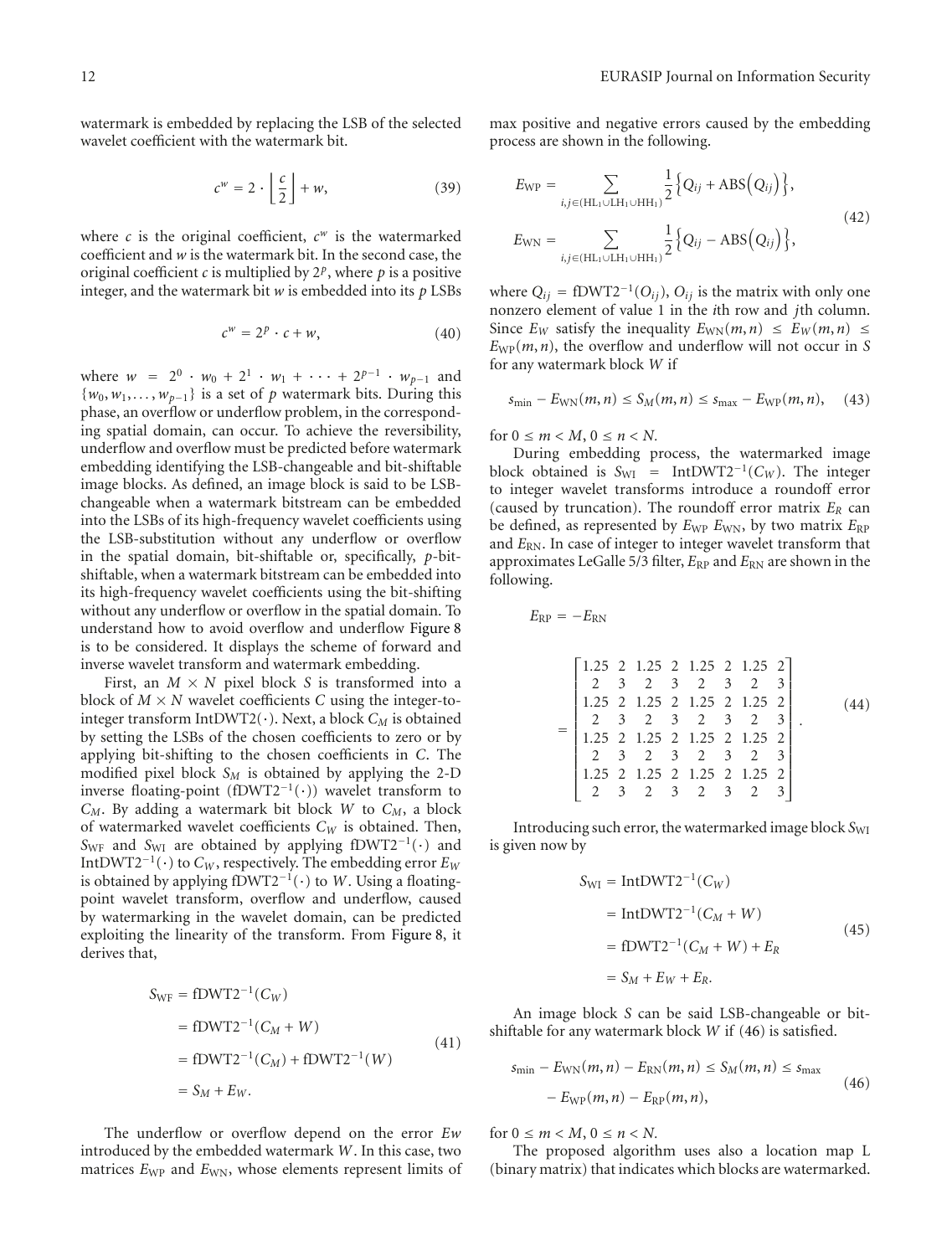watermark is embedded by replacing the LSB of the selected wavelet coefficient with the watermark bit.

$$c^w = 2 \cdot \left\lfloor \frac{c}{2} \right\rfloor + w, \tag{39}$$

where $c$ is the original coefficient, $c^w$ is the watermarked coefficient and $w$ is the watermark bit. In the second case, the original coefficient $c$ is multiplied by $2^p$, where $p$ is a positive integer, and the watermark bit $w$ is embedded into its $p$ LSBs

$$c^w = 2^p \cdot c + w, \tag{40}$$

where $w = 2^0 \cdot w_0 + 2^1 \cdot w_1 + \cdots + 2^{p-1} \cdot w_{p-1}$ and $\{w_0, w_1, \ldots, w_{p-1}\}$ is a set of $p$ watermark bits. During this phase, an overflow or underflow problem, in the corresponding spatial domain, can occur. To achieve the reversibility, underflow and overflow must be predicted before watermark embedding identifying the LSB-changeable and bit-shiftable image blocks. As defined, an image block is said to be LSB-changeable when a watermark bitstream can be embedded into the LSBs of its high-frequency wavelet coefficients using the LSB-substitution without any underflow or overflow in the spatial domain, bit-shiftable or, specifically, $p$-bit-shiftable, when a watermark bitstream can be embedded into its high-frequency wavelet coefficients using the bit-shifting without any underflow or overflow in the spatial domain. To understand how to avoid overflow and underflow Figure 8 is to be considered. It displays the scheme of forward and inverse wavelet transform and watermark embedding.

First, an $M \times N$ pixel block $S$ is transformed into a block of $M \times N$ wavelet coefficients $C$ using the integer-to-integer transform $\text{IntDWT2}(\cdot)$. Next, a block $C_M$ is obtained by setting the LSBs of the chosen coefficients to zero or by applying bit-shifting to the chosen coefficients in $C$. The modified pixel block $S_M$ is obtained by applying the 2-D inverse floating-point $(\text{fDWT2}^{-1}(\cdot))$ wavelet transform to $C_M$. By adding a watermark bit block $W$ to $C_M$, a block of watermarked wavelet coefficients $C_W$ is obtained. Then, $S_{\text{WF}}$ and $S_{\text{WI}}$ are obtained by applying $\text{fDWT2}^{-1}(\cdot)$ and $\text{IntDWT2}^{-1}(\cdot)$ to $C_W$, respectively. The embedding error $E_W$ is obtained by applying $\text{fDWT2}^{-1}(\cdot)$ to $W$. Using a floating-point wavelet transform, overflow and underflow, caused by watermarking in the wavelet domain, can be predicted exploiting the linearity of the transform. From Figure 8, it derives that,

$$\begin{aligned}
S_{\text{WF}} &= \text{fDWT2}^{-1}(C_W) \\
&= \text{fDWT2}^{-1}(C_M + W) \\
&= \text{fDWT2}^{-1}(C_M) + \text{fDWT2}^{-1}(W) \\
&= S_M + E_W.
\end{aligned} \tag{41}$$

The underflow or overflow depend on the error $Ew$ introduced by the embedded watermark $W$. In this case, two matrices $E_{\text{WP}}$ and $E_{\text{WN}}$, whose elements represent limits of max positive and negative errors caused by the embedding process are shown in the following.

$$\begin{aligned}
E_{\text{WP}} &= \sum_{i,j \in (\text{HL}_1 \cup \text{LH}_1 \cup \text{HH}_1)} \frac{1}{2}\left\{Q_{ij} + \text{ABS}\left(Q_{ij}\right)\right\}, \\
E_{\text{WN}} &= \sum_{i,j \in (\text{HL}_1 \cup \text{LH}_1 \cup \text{HH}_1)} \frac{1}{2}\left\{Q_{ij} - \text{ABS}\left(Q_{ij}\right)\right\},
\end{aligned} \tag{42}$$

where $Q_{ij} = \text{fDWT2}^{-1}(O_{ij})$, $O_{ij}$ is the matrix with only one nonzero element of value 1 in the $i$th row and $j$th column. Since $E_W$ satisfy the inequality $E_{\text{WN}}(m,n) \le E_W(m,n) \le E_{\text{WP}}(m,n)$, the overflow and underflow will not occur in $S$ for any watermark block $W$ if

$$s_{\min} - E_{\text{WN}}(m,n) \le S_M(m,n) \le s_{\max} - E_{\text{WP}}(m,n), \tag{43}$$

for $0 \le m < M$, $0 \le n < N$.

During embedding process, the watermarked image block obtained is $S_{\text{WI}} = \text{IntDWT2}^{-1}(C_W)$. The integer to integer wavelet transforms introduce a roundoff error (caused by truncation). The roundoff error matrix $E_R$ can be defined, as represented by $E_{\text{WP}}$ $E_{\text{WN}}$, by two matrix $E_{\text{RP}}$ and $E_{\text{RN}}$. In case of integer to integer wavelet transform that approximates LeGalle 5/3 filter, $E_{\text{RP}}$ and $E_{\text{RN}}$ are shown in the following.

$$E_{\text{RP}} = -E_{\text{RN}}$$

$$= \begin{bmatrix}
1.25 & 2 & 1.25 & 2 & 1.25 & 2 & 1.25 & 2 \\
2 & 3 & 2 & 3 & 2 & 3 & 2 & 3 \\
1.25 & 2 & 1.25 & 2 & 1.25 & 2 & 1.25 & 2 \\
2 & 3 & 2 & 3 & 2 & 3 & 2 & 3 \\
1.25 & 2 & 1.25 & 2 & 1.25 & 2 & 1.25 & 2 \\
2 & 3 & 2 & 3 & 2 & 3 & 2 & 3 \\
1.25 & 2 & 1.25 & 2 & 1.25 & 2 & 1.25 & 2 \\
2 & 3 & 2 & 3 & 2 & 3 & 2 & 3
\end{bmatrix}. \tag{44}$$

Introducing such error, the watermarked image block $S_{\text{WI}}$ is given now by

$$\begin{aligned}
S_{\text{WI}} &= \text{IntDWT2}^{-1}(C_W) \\
&= \text{IntDWT2}^{-1}(C_M + W) \\
&= \text{fDWT2}^{-1}(C_M + W) + E_R \\
&= S_M + E_W + E_R.
\end{aligned} \tag{45}$$

An image block $S$ can be said LSB-changeable or bit-shiftable for any watermark block $W$ if (46) is satisfied.

$$\begin{aligned}
s_{\min} - E_{\text{WN}}(m,n) - E_{\text{RN}}(m,n) \le S_M(m,n) \le s_{\max} \\
- E_{\text{WP}}(m,n) - E_{\text{RP}}(m,n),
\end{aligned} \tag{46}$$

for $0 \le m < M$, $0 \le n < N$.

The proposed algorithm uses also a location map L (binary matrix) that indicates which blocks are watermarked.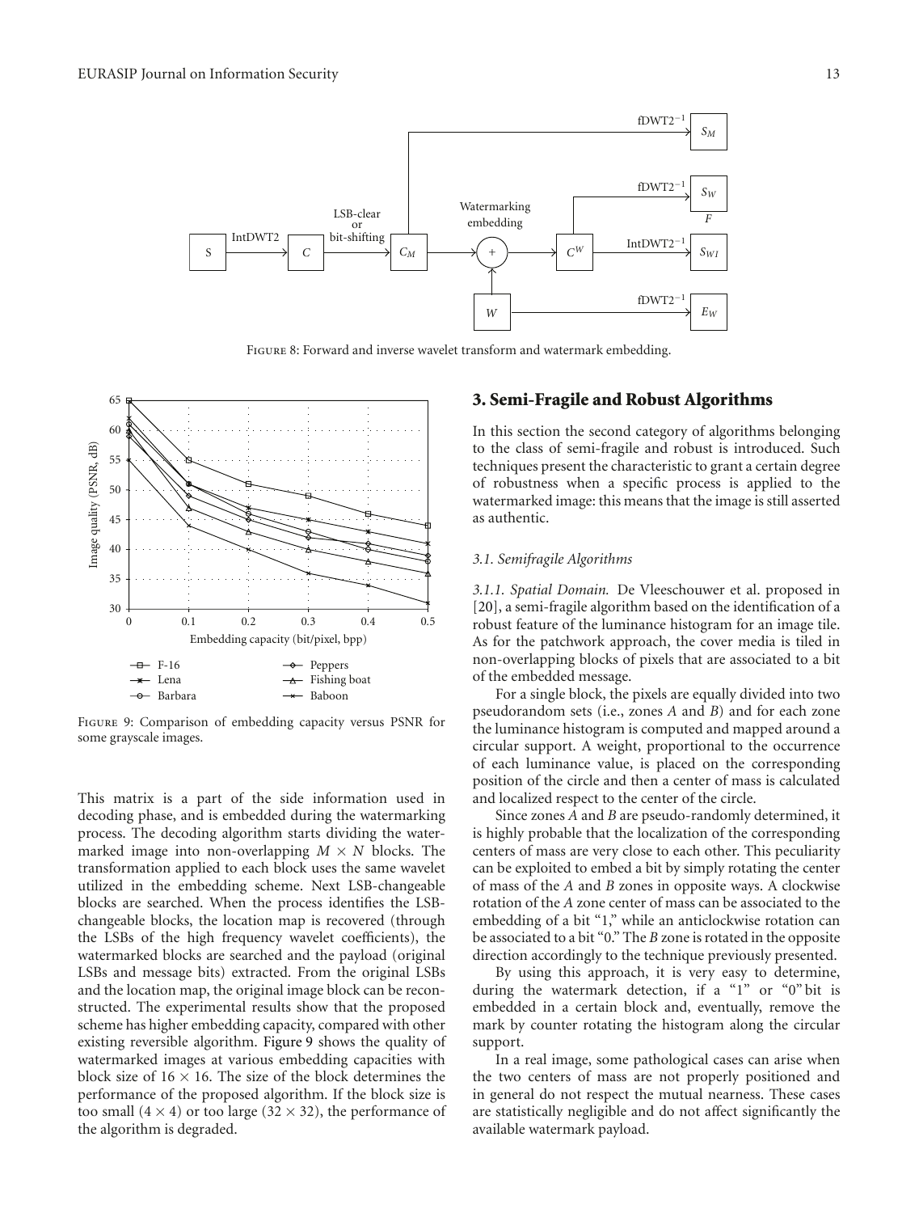S

IntDWT2

C

LSB-clear
or
bit-shifting

$C_M$

$\text{fDWT2}^{-1}$

$S_M$

Watermarking
embedding

+

W

$C^W$

$\text{fDWT2}^{-1}$

$S_W$

F

$\text{IntDWT2}^{-1}$

$S_{WI}$

$\text{fDWT2}^{-1}$

$E_W$

Figure 8: Forward and inverse wavelet transform and watermark embedding.

Image quality (PSNR, dB)

65
60
55
50
45
40
35
30

0 0.1 0.2 0.3 0.4 0.5

Embedding capacity (bit/pixel, bpp)

F-16
Lena
Barbara
Peppers
Fishing boat
Baboon

Figure 9: Comparison of embedding capacity versus PSNR for some grayscale images.

This matrix is a part of the side information used in decoding phase, and is embedded during the watermarking process. The decoding algorithm starts dividing the watermarked image into non-overlapping $M \times N$ blocks. The transformation applied to each block uses the same wavelet utilized in the embedding scheme. Next LSB-changeable blocks are searched. When the process identifies the LSB-changeable blocks, the location map is recovered (through the LSBs of the high frequency wavelet coefficients), the watermarked blocks are searched and the payload (original LSBs and message bits) extracted. From the original LSBs and the location map, the original image block can be reconstructed. The experimental results show that the proposed scheme has higher embedding capacity, compared with other existing reversible algorithm. Figure 9 shows the quality of watermarked images at various embedding capacities with block size of $16 \times 16$. The size of the block determines the performance of the proposed algorithm. If the block size is too small ($4 \times 4$) or too large ($32 \times 32$), the performance of the algorithm is degraded.

## 3. Semi-Fragile and Robust Algorithms

In this section the second category of algorithms belonging to the class of semi-fragile and robust is introduced. Such techniques present the characteristic to grant a certain degree of robustness when a specific process is applied to the watermarked image: this means that the image is still asserted as authentic.

### 3.1. Semifragile Algorithms

*3.1.1. Spatial Domain.* De Vleeschouwer et al. proposed in [20], a semi-fragile algorithm based on the identification of a robust feature of the luminance histogram for an image tile. As for the patchwork approach, the cover media is tiled in non-overlapping blocks of pixels that are associated to a bit of the embedded message.

For a single block, the pixels are equally divided into two pseudorandom sets (i.e., zones *A* and *B*) and for each zone the luminance histogram is computed and mapped around a circular support. A weight, proportional to the occurrence of each luminance value, is placed on the corresponding position of the circle and then a center of mass is calculated and localized respect to the center of the circle.

Since zones *A* and *B* are pseudo-randomly determined, it is highly probable that the localization of the corresponding centers of mass are very close to each other. This peculiarity can be exploited to embed a bit by simply rotating the center of mass of the *A* and *B* zones in opposite ways. A clockwise rotation of the *A* zone center of mass can be associated to the embedding of a bit "1," while an anticlockwise rotation can be associated to a bit "0." The *B* zone is rotated in the opposite direction accordingly to the technique previously presented.

By using this approach, it is very easy to determine, during the watermark detection, if a "1" or "0" bit is embedded in a certain block and, eventually, remove the mark by counter rotating the histogram along the circular support.

In a real image, some pathological cases can arise when the two centers of mass are not properly positioned and in general do not respect the mutual nearness. These cases are statistically negligible and do not affect significantly the available watermark payload.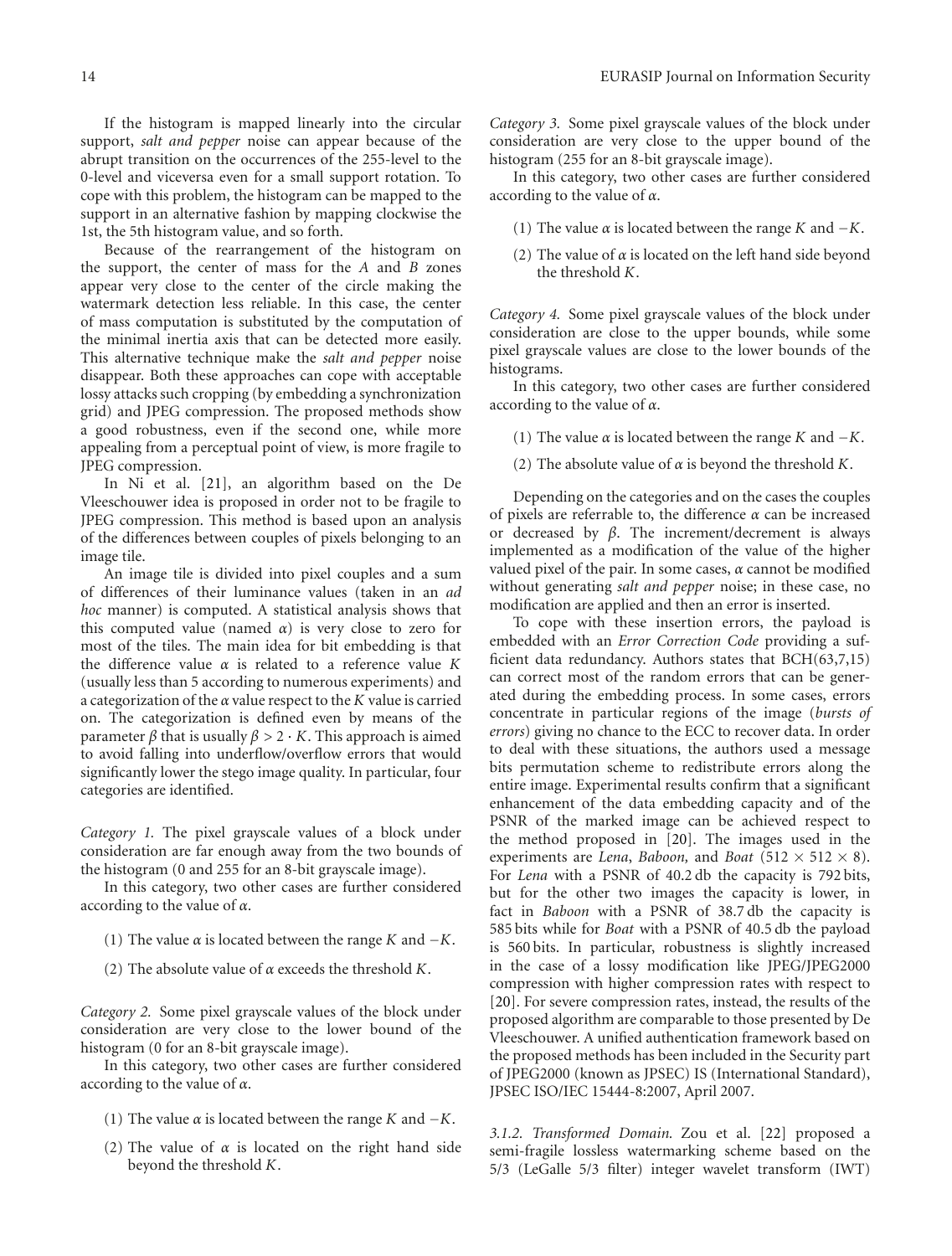If the histogram is mapped linearly into the circular support, *salt and pepper* noise can appear because of the abrupt transition on the occurrences of the 255-level to the 0-level and viceversa even for a small support rotation. To cope with this problem, the histogram can be mapped to the support in an alternative fashion by mapping clockwise the 1st, the 5th histogram value, and so forth.

Because of the rearrangement of the histogram on the support, the center of mass for the $A$ and $B$ zones appear very close to the center of the circle making the watermark detection less reliable. In this case, the center of mass computation is substituted by the computation of the minimal inertia axis that can be detected more easily. This alternative technique make the *salt and pepper* noise disappear. Both these approaches can cope with acceptable lossy attacks such cropping (by embedding a synchronization grid) and JPEG compression. The proposed methods show a good robustness, even if the second one, while more appealing from a perceptual point of view, is more fragile to JPEG compression.

In Ni et al. [21], an algorithm based on the De Vleeschouwer idea is proposed in order not to be fragile to JPEG compression. This method is based upon an analysis of the differences between couples of pixels belonging to an image tile.

An image tile is divided into pixel couples and a sum of differences of their luminance values (taken in an *ad hoc* manner) is computed. A statistical analysis shows that this computed value (named $\alpha$) is very close to zero for most of the tiles. The main idea for bit embedding is that the difference value $\alpha$ is related to a reference value $K$ (usually less than 5 according to numerous experiments) and a categorization of the $\alpha$ value respect to the $K$ value is carried on. The categorization is defined even by means of the parameter $\beta$ that is usually $\beta > 2 \cdot K$. This approach is aimed to avoid falling into underflow/overflow errors that would significantly lower the stego image quality. In particular, four categories are identified.

*Category 1.* The pixel grayscale values of a block under consideration are far enough away from the two bounds of the histogram (0 and 255 for an 8-bit grayscale image).

In this category, two other cases are further considered according to the value of $\alpha$.

(1) The value $\alpha$ is located between the range $K$ and $-K$.

(2) The absolute value of $\alpha$ exceeds the threshold $K$.

*Category 2.* Some pixel grayscale values of the block under consideration are very close to the lower bound of the histogram (0 for an 8-bit grayscale image).

In this category, two other cases are further considered according to the value of $\alpha$.

(1) The value $\alpha$ is located between the range $K$ and $-K$.

(2) The value of $\alpha$ is located on the right hand side beyond the threshold $K$.

*Category 3.* Some pixel grayscale values of the block under consideration are very close to the upper bound of the histogram (255 for an 8-bit grayscale image).

In this category, two other cases are further considered according to the value of $\alpha$.

(1) The value $\alpha$ is located between the range $K$ and $-K$.

(2) The value of $\alpha$ is located on the left hand side beyond the threshold $K$.

*Category 4.* Some pixel grayscale values of the block under consideration are close to the upper bounds, while some pixel grayscale values are close to the lower bounds of the histograms.

In this category, two other cases are further considered according to the value of $\alpha$.

(1) The value $\alpha$ is located between the range $K$ and $-K$.

(2) The absolute value of $\alpha$ is beyond the threshold $K$.

Depending on the categories and on the cases the couples of pixels are referrable to, the difference $\alpha$ can be increased or decreased by $\beta$. The increment/decrement is always implemented as a modification of the value of the higher valued pixel of the pair. In some cases, $\alpha$ cannot be modified without generating *salt and pepper* noise; in these case, no modification are applied and then an error is inserted.

To cope with these insertion errors, the payload is embedded with an *Error Correction Code* providing a sufficient data redundancy. Authors states that BCH(63,7,15) can correct most of the random errors that can be generated during the embedding process. In some cases, errors concentrate in particular regions of the image (*bursts of errors*) giving no chance to the ECC to recover data. In order to deal with these situations, the authors used a message bits permutation scheme to redistribute errors along the entire image. Experimental results confirm that a significant enhancement of the data embedding capacity and of the PSNR of the marked image can be achieved respect to the method proposed in [20]. The images used in the experiments are *Lena*, *Baboon,* and *Boat* ($512 \times 512 \times 8$). For *Lena* with a PSNR of 40.2 db the capacity is 792 bits, but for the other two images the capacity is lower, in fact in *Baboon* with a PSNR of 38.7 db the capacity is 585 bits while for *Boat* with a PSNR of 40.5 db the payload is 560 bits. In particular, robustness is slightly increased in the case of a lossy modification like JPEG/JPEG2000 compression with higher compression rates with respect to [20]. For severe compression rates, instead, the results of the proposed algorithm are comparable to those presented by De Vleeschouwer. A unified authentication framework based on the proposed methods has been included in the Security part of JPEG2000 (known as JPSEC) IS (International Standard), JPSEC ISO/IEC 15444-8:2007, April 2007.

*3.1.2. Transformed Domain.* Zou et al. [22] proposed a semi-fragile lossless watermarking scheme based on the 5/3 (LeGalle 5/3 filter) integer wavelet transform (IWT)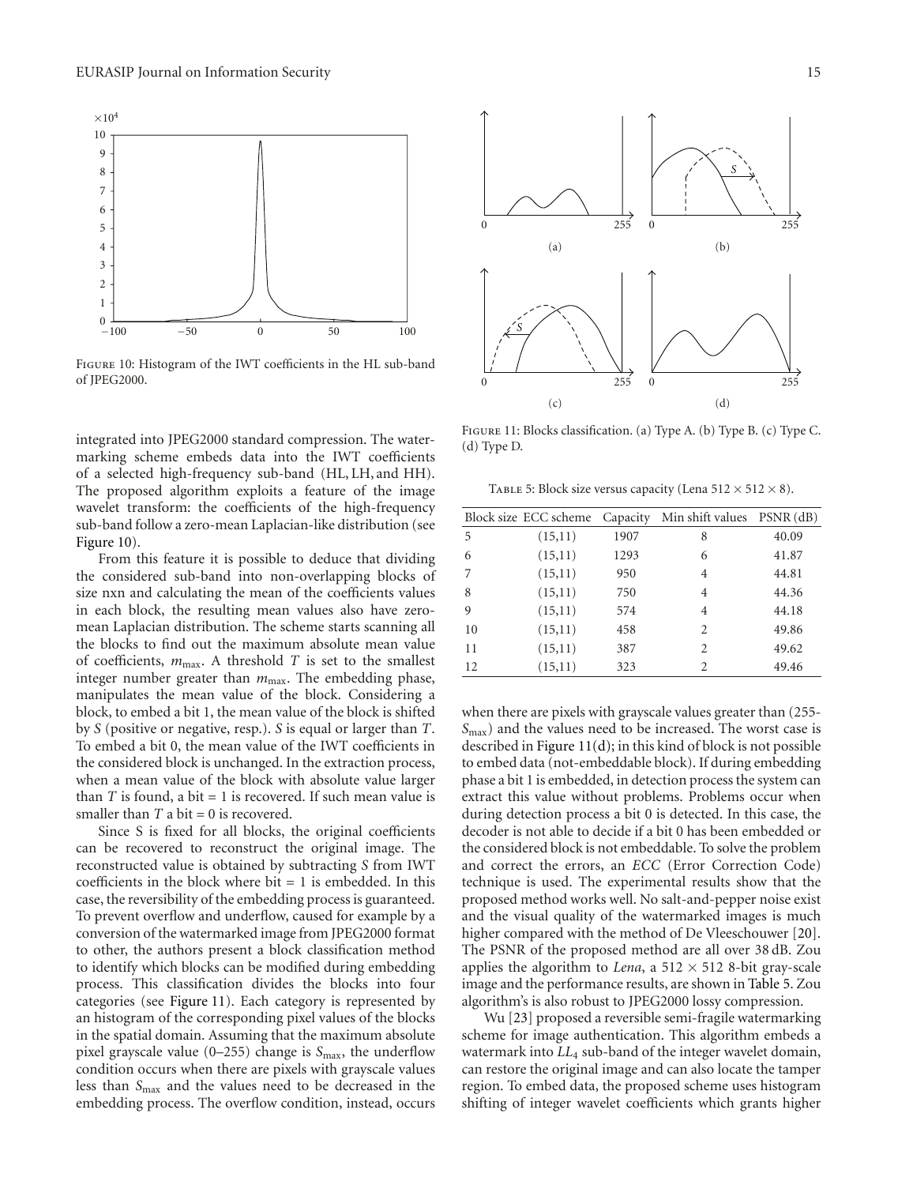×10^4
10
9
8
7
6
5
4
3
2
1
0
−100 −50 0 50 100

Figure 10: Histogram of the IWT coefficients in the HL sub-band of JPEG2000.

0 255 (a)
S
0 255 (b)
S
0 255 (c)
0 255 (d)

Figure 11: Blocks classification. (a) Type A. (b) Type B. (c) Type C. (d) Type D.

integrated into JPEG2000 standard compression. The watermarking scheme embeds data into the IWT coefficients of a selected high-frequency sub-band (HL, LH, and HH). The proposed algorithm exploits a feature of the image wavelet transform: the coefficients of the high-frequency sub-band follow a zero-mean Laplacian-like distribution (see Figure 10).

From this feature it is possible to deduce that dividing the considered sub-band into non-overlapping blocks of size nxn and calculating the mean of the coefficients values in each block, the resulting mean values also have zero-mean Laplacian distribution. The scheme starts scanning all the blocks to find out the maximum absolute mean value of coefficients, $m_{\max}$. A threshold $T$ is set to the smallest integer number greater than $m_{\max}$. The embedding phase, manipulates the mean value of the block. Considering a block, to embed a bit 1, the mean value of the block is shifted by $S$ (positive or negative, resp.). $S$ is equal or larger than $T$. To embed a bit 0, the mean value of the IWT coefficients in the considered block is unchanged. In the extraction process, when a mean value of the block with absolute value larger than $T$ is found, a bit = 1 is recovered. If such mean value is smaller than $T$ a bit = 0 is recovered.

Since S is fixed for all blocks, the original coefficients can be recovered to reconstruct the original image. The reconstructed value is obtained by subtracting $S$ from IWT coefficients in the block where bit = 1 is embedded. In this case, the reversibility of the embedding process is guaranteed. To prevent overflow and underflow, caused for example by a conversion of the watermarked image from JPEG2000 format to other, the authors present a block classification method to identify which blocks can be modified during embedding process. This classification divides the blocks into four categories (see Figure 11). Each category is represented by an histogram of the corresponding pixel values of the blocks in the spatial domain. Assuming that the maximum absolute pixel grayscale value (0–255) change is $S_{\max}$, the underflow condition occurs when there are pixels with grayscale values less than $S_{\max}$ and the values need to be decreased in the embedding process. The overflow condition, instead, occurs when there are pixels with grayscale values greater than (255-$S_{\max}$) and the values need to be increased. The worst case is described in Figure 11(d); in this kind of block is not possible to embed data (not-embeddable block). If during embedding phase a bit 1 is embedded, in detection process the system can extract this value without problems. Problems occur when during detection process a bit 0 is detected. In this case, the decoder is not able to decide if a bit 0 has been embedded or the considered block is not embeddable. To solve the problem and correct the errors, an *ECC* (Error Correction Code) technique is used. The experimental results show that the proposed method works well. No salt-and-pepper noise exist and the visual quality of the watermarked images is much higher compared with the method of De Vleeschouwer [20]. The PSNR of the proposed method are all over 38 dB. Zou applies the algorithm to *Lena*, a 512 × 512 8-bit gray-scale image and the performance results, are shown in Table 5. Zou algorithm's is also robust to JPEG2000 lossy compression.

Table 5: Block size versus capacity (Lena 512 × 512 × 8).

| Block size | ECC scheme | Capacity | Min shift values | PSNR (dB) |
|---|---|---|---|---|
| 5 | (15,11) | 1907 | 8 | 40.09 |
| 6 | (15,11) | 1293 | 6 | 41.87 |
| 7 | (15,11) | 950 | 4 | 44.81 |
| 8 | (15,11) | 750 | 4 | 44.36 |
| 9 | (15,11) | 574 | 4 | 44.18 |
| 10 | (15,11) | 458 | 2 | 49.86 |
| 11 | (15,11) | 387 | 2 | 49.62 |
| 12 | (15,11) | 323 | 2 | 49.46 |

Wu [23] proposed a reversible semi-fragile watermarking scheme for image authentication. This algorithm embeds a watermark into $LL_4$ sub-band of the integer wavelet domain, can restore the original image and can also locate the tamper region. To embed data, the proposed scheme uses histogram shifting of integer wavelet coefficients which grants higher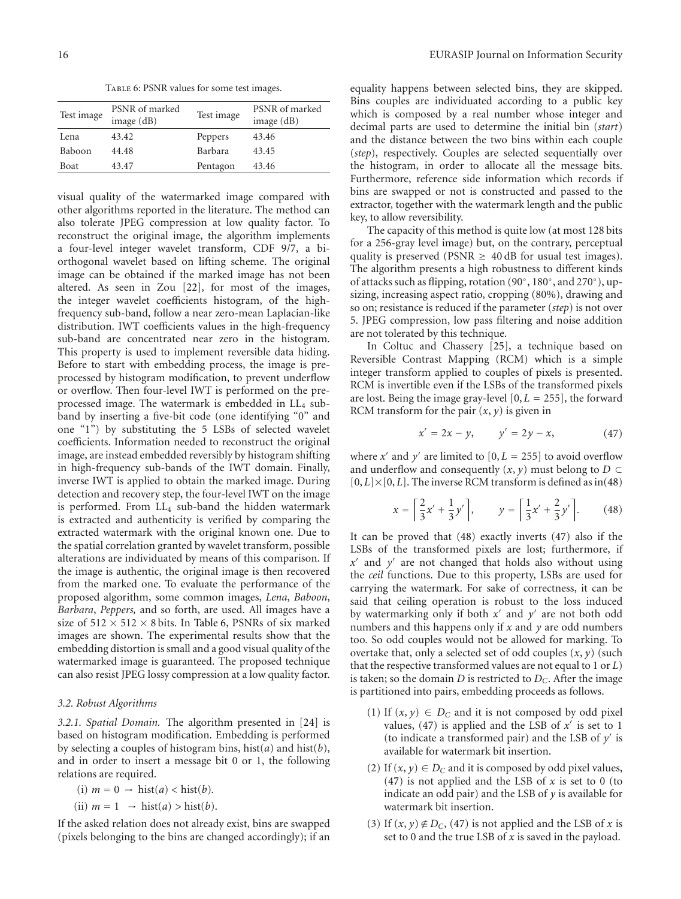Table 6: PSNR values for some test images.

| Test image | PSNR of marked image (dB) | Test image | PSNR of marked image (dB) |
|---|---|---|---|
| Lena | 43.42 | Peppers | 43.46 |
| Baboon | 44.48 | Barbara | 43.45 |
| Boat | 43.47 | Pentagon | 43.46 |

visual quality of the watermarked image compared with other algorithms reported in the literature. The method can also tolerate JPEG compression at low quality factor. To reconstruct the original image, the algorithm implements a four-level integer wavelet transform, CDF 9/7, a bi-orthogonal wavelet based on lifting scheme. The original image can be obtained if the marked image has not been altered. As seen in Zou [22], for most of the images, the integer wavelet coefficients histogram, of the high-frequency sub-band, follow a near zero-mean Laplacian-like distribution. IWT coefficients values in the high-frequency sub-band are concentrated near zero in the histogram. This property is used to implement reversible data hiding. Before to start with embedding process, the image is pre-processed by histogram modification, to prevent underflow or overflow. Then four-level IWT is performed on the pre-processed image. The watermark is embedded in $LL_4$ sub-band by inserting a five-bit code (one identifying "0" and one "1") by substituting the 5 LSBs of selected wavelet coefficients. Information needed to reconstruct the original image, are instead embedded reversibly by histogram shifting in high-frequency sub-bands of the IWT domain. Finally, inverse IWT is applied to obtain the marked image. During detection and recovery step, the four-level IWT on the image is performed. From $LL_4$ sub-band the hidden watermark is extracted and authenticity is verified by comparing the extracted watermark with the original known one. Due to the spatial correlation granted by wavelet transform, possible alterations are individuated by means of this comparison. If the image is authentic, the original image is then recovered from the marked one. To evaluate the performance of the proposed algorithm, some common images, *Lena*, *Baboon*, *Barbara*, *Peppers,* and so forth, are used. All images have a size of $512 \times 512 \times 8$ bits. In Table 6, PSNRs of six marked images are shown. The experimental results show that the embedding distortion is small and a good visual quality of the watermarked image is guaranteed. The proposed technique can also resist JPEG lossy compression at a low quality factor.

### 3.2. Robust Algorithms

*3.2.1. Spatial Domain.* The algorithm presented in [24] is based on histogram modification. Embedding is performed by selecting a couples of histogram bins, hist($a$) and hist($b$), and in order to insert a message bit 0 or 1, the following relations are required.

(i) $m = 0 \rightarrow \text{hist}(a) < \text{hist}(b)$.

(ii) $m = 1 \rightarrow \text{hist}(a) > \text{hist}(b)$.

If the asked relation does not already exist, bins are swapped (pixels belonging to the bins are changed accordingly); if an equality happens between selected bins, they are skipped. Bins couples are individuated according to a public key which is composed by a real number whose integer and decimal parts are used to determine the initial bin (*start*) and the distance between the two bins within each couple (*step*), respectively. Couples are selected sequentially over the histogram, in order to allocate all the message bits. Furthermore, reference side information which records if bins are swapped or not is constructed and passed to the extractor, together with the watermark length and the public key, to allow reversibility.

The capacity of this method is quite low (at most 128 bits for a 256-gray level image) but, on the contrary, perceptual quality is preserved (PSNR $\geq$ 40 dB for usual test images). The algorithm presents a high robustness to different kinds of attacks such as flipping, rotation (90°, 180°, and 270°), up-sizing, increasing aspect ratio, cropping (80%), drawing and so on; resistance is reduced if the parameter (*step*) is not over 5. JPEG compression, low pass filtering and noise addition are not tolerated by this technique.

In Coltuc and Chassery [25], a technique based on Reversible Contrast Mapping (RCM) which is a simple integer transform applied to couples of pixels is presented. RCM is invertible even if the LSBs of the transformed pixels are lost. Being the image gray-level $[0, L = 255]$, the forward RCM transform for the pair $(x, y)$ is given in

$$x' = 2x - y, \qquad y' = 2y - x, \tag{47}$$

where $x'$ and $y'$ are limited to $[0, L = 255]$ to avoid overflow and underflow and consequently $(x, y)$ must belong to $D \subset [0, L] \times [0, L]$. The inverse RCM transform is defined as in(48)

$$x = \left\lceil \frac{2}{3}x' + \frac{1}{3}y' \right\rceil, \qquad y = \left\lceil \frac{1}{3}x' + \frac{2}{3}y' \right\rceil. \tag{48}$$

It can be proved that (48) exactly inverts (47) also if the LSBs of the transformed pixels are lost; furthermore, if $x'$ and $y'$ are not changed that holds also without using the *ceil* functions. Due to this property, LSBs are used for carrying the watermark. For sake of correctness, it can be said that ceiling operation is robust to the loss induced by watermarking only if both $x'$ and $y'$ are not both odd numbers and this happens only if $x$ and $y$ are odd numbers too. So odd couples would not be allowed for marking. To overtake that, only a selected set of odd couples $(x, y)$ (such that the respective transformed values are not equal to 1 or $L$) is taken; so the domain $D$ is restricted to $D_C$. After the image is partitioned into pairs, embedding proceeds as follows.

(1) If $(x, y) \in D_C$ and it is not composed by odd pixel values, (47) is applied and the LSB of $x'$ is set to 1 (to indicate a transformed pair) and the LSB of $y'$ is available for watermark bit insertion.

(2) If $(x, y) \in D_C$ and it is composed by odd pixel values, (47) is not applied and the LSB of $x$ is set to 0 (to indicate an odd pair) and the LSB of $y$ is available for watermark bit insertion.

(3) If $(x, y) \notin D_C$, (47) is not applied and the LSB of $x$ is set to 0 and the true LSB of $x$ is saved in the payload.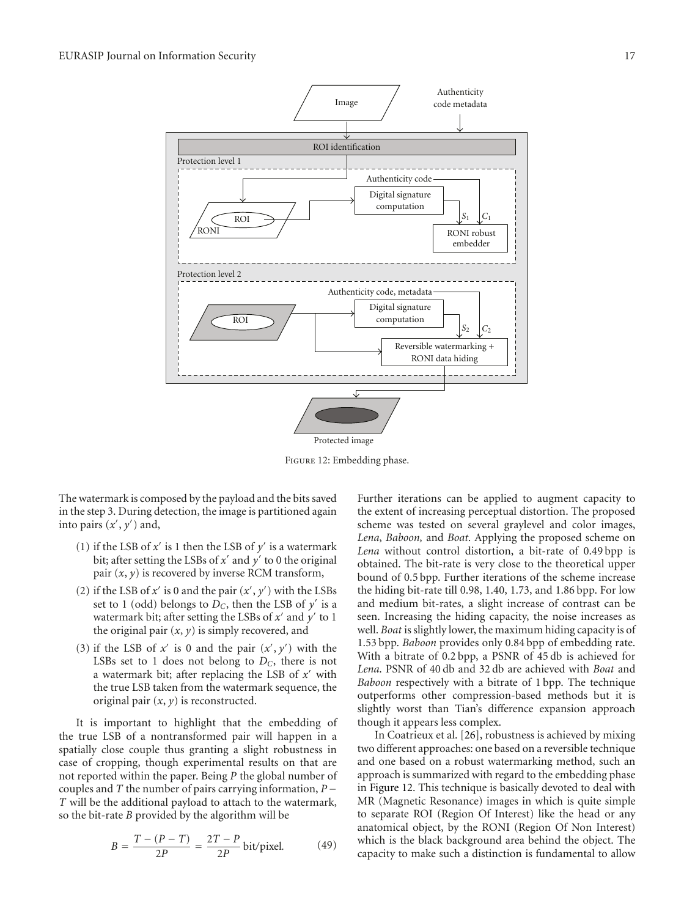Image

Authenticity code metadata

ROI identification

Protection level 1

Authenticity code

Digital signature computation

ROI

RONI

$S_1$ $C_1$

RONI robust embedder

Protection level 2

Authenticity code, metadata

Digital signature computation

ROI

$S_2$ $C_2$

Reversible watermarking + RONI data hiding

Protected image

Figure 12: Embedding phase.

The watermark is composed by the payload and the bits saved in the step 3. During detection, the image is partitioned again into pairs $(x', y')$ and,

(1) if the LSB of $x'$ is 1 then the LSB of $y'$ is a watermark bit; after setting the LSBs of $x'$ and $y'$ to 0 the original pair $(x, y)$ is recovered by inverse RCM transform,

(2) if the LSB of $x'$ is 0 and the pair $(x', y')$ with the LSBs set to 1 (odd) belongs to $D_C$, then the LSB of $y'$ is a watermark bit; after setting the LSBs of $x'$ and $y'$ to 1 the original pair $(x, y)$ is simply recovered, and

(3) if the LSB of $x'$ is 0 and the pair $(x', y')$ with the LSBs set to 1 does not belong to $D_C$, there is not a watermark bit; after replacing the LSB of $x'$ with the true LSB taken from the watermark sequence, the original pair $(x, y)$ is reconstructed.

It is important to highlight that the embedding of the true LSB of a nontransformed pair will happen in a spatially close couple thus granting a slight robustness in case of cropping, though experimental results on that are not reported within the paper. Being $P$ the global number of couples and $T$ the number of pairs carrying information, $P - T$ will be the additional payload to attach to the watermark, so the bit-rate $B$ provided by the algorithm will be

$$B = \frac{T - (P - T)}{2P} = \frac{2T - P}{2P} \text{ bit/pixel.} \tag{49}$$

Further iterations can be applied to augment capacity to the extent of increasing perceptual distortion. The proposed scheme was tested on several graylevel and color images, *Lena*, *Baboon,* and *Boat*. Applying the proposed scheme on *Lena* without control distortion, a bit-rate of 0.49 bpp is obtained. The bit-rate is very close to the theoretical upper bound of 0.5 bpp. Further iterations of the scheme increase the hiding bit-rate till 0.98, 1.40, 1.73, and 1.86 bpp. For low and medium bit-rates, a slight increase of contrast can be seen. Increasing the hiding capacity, the noise increases as well. *Boat* is slightly lower, the maximum hiding capacity is of 1.53 bpp. *Baboon* provides only 0.84 bpp of embedding rate. With a bitrate of 0.2 bpp, a PSNR of 45 db is achieved for *Lena*. PSNR of 40 db and 32 db are achieved with *Boat* and *Baboon* respectively with a bitrate of 1 bpp. The technique outperforms other compression-based methods but it is slightly worst than Tian's difference expansion approach though it appears less complex.

In Coatrieux et al. [26], robustness is achieved by mixing two different approaches: one based on a reversible technique and one based on a robust watermarking method, such an approach is summarized with regard to the embedding phase in Figure 12. This technique is basically devoted to deal with MR (Magnetic Resonance) images in which is quite simple to separate ROI (Region Of Interest) like the head or any anatomical object, by the RONI (Region Of Non Interest) which is the black background area behind the object. The capacity to make such a distinction is fundamental to allow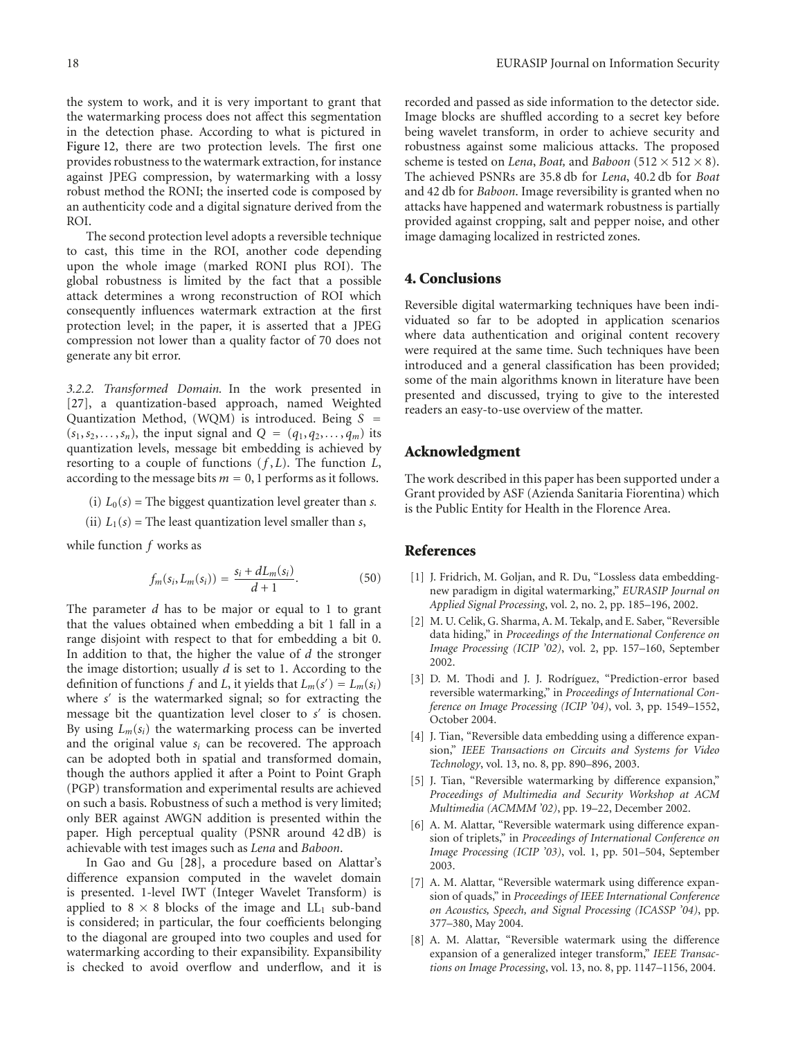the system to work, and it is very important to grant that the watermarking process does not affect this segmentation in the detection phase. According to what is pictured in Figure 12, there are two protection levels. The first one provides robustness to the watermark extraction, for instance against JPEG compression, by watermarking with a lossy robust method the RONI; the inserted code is composed by an authenticity code and a digital signature derived from the ROI.

The second protection level adopts a reversible technique to cast, this time in the ROI, another code depending upon the whole image (marked RONI plus ROI). The global robustness is limited by the fact that a possible attack determines a wrong reconstruction of ROI which consequently influences watermark extraction at the first protection level; in the paper, it is asserted that a JPEG compression not lower than a quality factor of 70 does not generate any bit error.

*3.2.2. Transformed Domain.* In the work presented in [27], a quantization-based approach, named Weighted Quantization Method, (WQM) is introduced. Being $S = (s_1, s_2, \ldots, s_n)$, the input signal and $Q = (q_1, q_2, \ldots, q_m)$ its quantization levels, message bit embedding is achieved by resorting to a couple of functions $(f, L)$. The function $L$, according to the message bits $m = 0, 1$ performs as it follows.

(i) $L_0(s)$ = The biggest quantization level greater than $s$.

(ii) $L_1(s)$ = The least quantization level smaller than $s$,

while function $f$ works as

$$f_m(s_i, L_m(s_i)) = \frac{s_i + dL_m(s_i)}{d + 1}. \tag{50}$$

The parameter $d$ has to be major or equal to 1 to grant that the values obtained when embedding a bit 1 fall in a range disjoint with respect to that for embedding a bit 0. In addition to that, the higher the value of $d$ the stronger the image distortion; usually $d$ is set to 1. According to the definition of functions $f$ and $L$, it yields that $L_m(s') = L_m(s_i)$ where $s'$ is the watermarked signal; so for extracting the message bit the quantization level closer to $s'$ is chosen. By using $L_m(s_i)$ the watermarking process can be inverted and the original value $s_i$ can be recovered. The approach can be adopted both in spatial and transformed domain, though the authors applied it after a Point to Point Graph (PGP) transformation and experimental results are achieved on such a basis. Robustness of such a method is very limited; only BER against AWGN addition is presented within the paper. High perceptual quality (PSNR around 42 dB) is achievable with test images such as *Lena* and *Baboon*.

In Gao and Gu [28], a procedure based on Alattar's difference expansion computed in the wavelet domain is presented. 1-level IWT (Integer Wavelet Transform) is applied to $8 \times 8$ blocks of the image and $LL_1$ sub-band is considered; in particular, the four coefficients belonging to the diagonal are grouped into two couples and used for watermarking according to their expansibility. Expansibility is checked to avoid overflow and underflow, and it is recorded and passed as side information to the detector side. Image blocks are shuffled according to a secret key before being wavelet transform, in order to achieve security and robustness against some malicious attacks. The proposed scheme is tested on *Lena*, *Boat,* and *Baboon* ($512 \times 512 \times 8$). The achieved PSNRs are 35.8 db for *Lena*, 40.2 db for *Boat* and 42 db for *Baboon*. Image reversibility is granted when no attacks have happened and watermark robustness is partially provided against cropping, salt and pepper noise, and other image damaging localized in restricted zones.

## 4. Conclusions

Reversible digital watermarking techniques have been individuated so far to be adopted in application scenarios where data authentication and original content recovery were required at the same time. Such techniques have been introduced and a general classification has been provided; some of the main algorithms known in literature have been presented and discussed, trying to give to the interested readers an easy-to-use overview of the matter.

## Acknowledgment

The work described in this paper has been supported under a Grant provided by ASF (Azienda Sanitaria Fiorentina) which is the Public Entity for Health in the Florence Area.

## References

[1] J. Fridrich, M. Goljan, and R. Du, "Lossless data embedding-new paradigm in digital watermarking," *EURASIP Journal on Applied Signal Processing*, vol. 2, no. 2, pp. 185–196, 2002.

[2] M. U. Celik, G. Sharma, A. M. Tekalp, and E. Saber, "Reversible data hiding," in *Proceedings of the International Conference on Image Processing (ICIP '02)*, vol. 2, pp. 157–160, September 2002.

[3] D. M. Thodi and J. J. Rodríguez, "Prediction-error based reversible watermarking," in *Proceedings of International Conference on Image Processing (ICIP '04)*, vol. 3, pp. 1549–1552, October 2004.

[4] J. Tian, "Reversible data embedding using a difference expansion," *IEEE Transactions on Circuits and Systems for Video Technology*, vol. 13, no. 8, pp. 890–896, 2003.

[5] J. Tian, "Reversible watermarking by difference expansion," *Proceedings of Multimedia and Security Workshop at ACM Multimedia (ACMMM '02)*, pp. 19–22, December 2002.

[6] A. M. Alattar, "Reversible watermark using difference expansion of triplets," in *Proceedings of the International Conference on Image Processing (ICIP '03)*, vol. 1, pp. 501–504, September 2003.

[7] A. M. Alattar, "Reversible watermark using difference expansion of quads," in *Proceedings of IEEE International Conference on Acoustics, Speech, and Signal Processing (ICASSP '04)*, pp. 377–380, May 2004.

[8] A. M. Alattar, "Reversible watermark using the difference expansion of a generalized integer transform," *IEEE Transactions on Image Processing*, vol. 13, no. 8, pp. 1147–1156, 2004.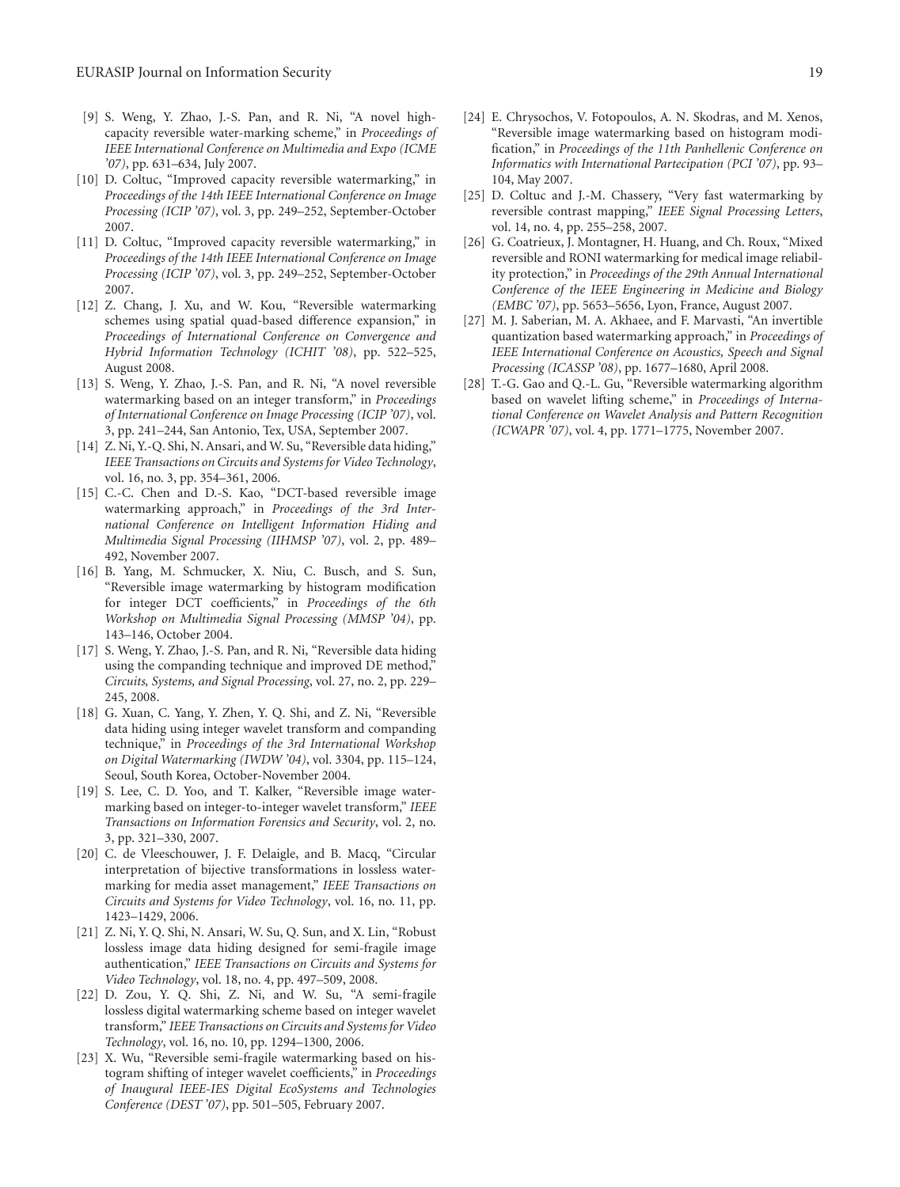[9] S. Weng, Y. Zhao, J.-S. Pan, and R. Ni, "A novel high-capacity reversible water-marking scheme," in *Proceedings of IEEE International Conference on Multimedia and Expo (ICME '07)*, pp. 631–634, July 2007.

[10] D. Coltuc, "Improved capacity reversible watermarking," in *Proceedings of the 14th IEEE International Conference on Image Processing (ICIP '07)*, vol. 3, pp. 249–252, September-October 2007.

[11] D. Coltuc, "Improved capacity reversible watermarking," in *Proceedings of the 14th IEEE International Conference on Image Processing (ICIP '07)*, vol. 3, pp. 249–252, September-October 2007.

[12] Z. Chang, J. Xu, and W. Kou, "Reversible watermarking schemes using spatial quad-based difference expansion," in *Proceedings of International Conference on Convergence and Hybrid Information Technology (ICHIT '08)*, pp. 522–525, August 2008.

[13] S. Weng, Y. Zhao, J.-S. Pan, and R. Ni, "A novel reversible watermarking based on an integer transform," in *Proceedings of International Conference on Image Processing (ICIP '07)*, vol. 3, pp. 241–244, San Antonio, Tex, USA, September 2007.

[14] Z. Ni, Y.-Q. Shi, N. Ansari, and W. Su, "Reversible data hiding," *IEEE Transactions on Circuits and Systems for Video Technology*, vol. 16, no. 3, pp. 354–361, 2006.

[15] C.-C. Chen and D.-S. Kao, "DCT-based reversible image watermarking approach," in *Proceedings of the 3rd International Conference on Intelligent Information Hiding and Multimedia Signal Processing (IIHMSP '07)*, vol. 2, pp. 489–492, November 2007.

[16] B. Yang, M. Schmucker, X. Niu, C. Busch, and S. Sun, "Reversible image watermarking by histogram modification for integer DCT coefficients," in *Proceedings of the 6th Workshop on Multimedia Signal Processing (MMSP '04)*, pp. 143–146, October 2004.

[17] S. Weng, Y. Zhao, J.-S. Pan, and R. Ni, "Reversible data hiding using the companding technique and improved DE method," *Circuits, Systems, and Signal Processing*, vol. 27, no. 2, pp. 229–245, 2008.

[18] G. Xuan, C. Yang, Y. Zhen, Y. Q. Shi, and Z. Ni, "Reversible data hiding using integer wavelet transform and companding technique," in *Proceedings of the 3rd International Workshop on Digital Watermarking (IWDW '04)*, vol. 3304, pp. 115–124, Seoul, South Korea, October-November 2004.

[19] S. Lee, C. D. Yoo, and T. Kalker, "Reversible image watermarking based on integer-to-integer wavelet transform," *IEEE Transactions on Information Forensics and Security*, vol. 2, no. 3, pp. 321–330, 2007.

[20] C. de Vleeschouwer, J. F. Delaigle, and B. Macq, "Circular interpretation of bijective transformations in lossless watermarking for media asset management," *IEEE Transactions on Circuits and Systems for Video Technology*, vol. 16, no. 11, pp. 1423–1429, 2006.

[21] Z. Ni, Y. Q. Shi, N. Ansari, W. Su, Q. Sun, and X. Lin, "Robust lossless image data hiding designed for semi-fragile image authentication," *IEEE Transactions on Circuits and Systems for Video Technology*, vol. 18, no. 4, pp. 497–509, 2008.

[22] D. Zou, Y. Q. Shi, Z. Ni, and W. Su, "A semi-fragile lossless digital watermarking scheme based on integer wavelet transform," *IEEE Transactions on Circuits and Systems for Video Technology*, vol. 16, no. 10, pp. 1294–1300, 2006.

[23] X. Wu, "Reversible semi-fragile watermarking based on histogram shifting of integer wavelet coefficients," in *Proceedings of Inaugural IEEE-IES Digital EcoSystems and Technologies Conference (DEST '07)*, pp. 501–505, February 2007.

[24] E. Chrysochos, V. Fotopoulos, A. N. Skodras, and M. Xenos, "Reversible image watermarking based on histogram modification," in *Proceedings of the 11th Panhellenic Conference on Informatics with International Partecipation (PCI '07)*, pp. 93–104, May 2007.

[25] D. Coltuc and J.-M. Chassery, "Very fast watermarking by reversible contrast mapping," *IEEE Signal Processing Letters*, vol. 14, no. 4, pp. 255–258, 2007.

[26] G. Coatrieux, J. Montagner, H. Huang, and Ch. Roux, "Mixed reversible and RONI watermarking for medical image reliability protection," in *Proceedings of the 29th Annual International Conference of the IEEE Engineering in Medicine and Biology (EMBC '07)*, pp. 5653–5656, Lyon, France, August 2007.

[27] M. J. Saberian, M. A. Akhaee, and F. Marvasti, "An invertible quantization based watermarking approach," in *Proceedings of IEEE International Conference on Acoustics, Speech and Signal Processing (ICASSP '08)*, pp. 1677–1680, April 2008.

[28] T.-G. Gao and Q.-L. Gu, "Reversible watermarking algorithm based on wavelet lifting scheme," in *Proceedings of International Conference on Wavelet Analysis and Pattern Recognition (ICWAPR '07)*, vol. 4, pp. 1771–1775, November 2007.